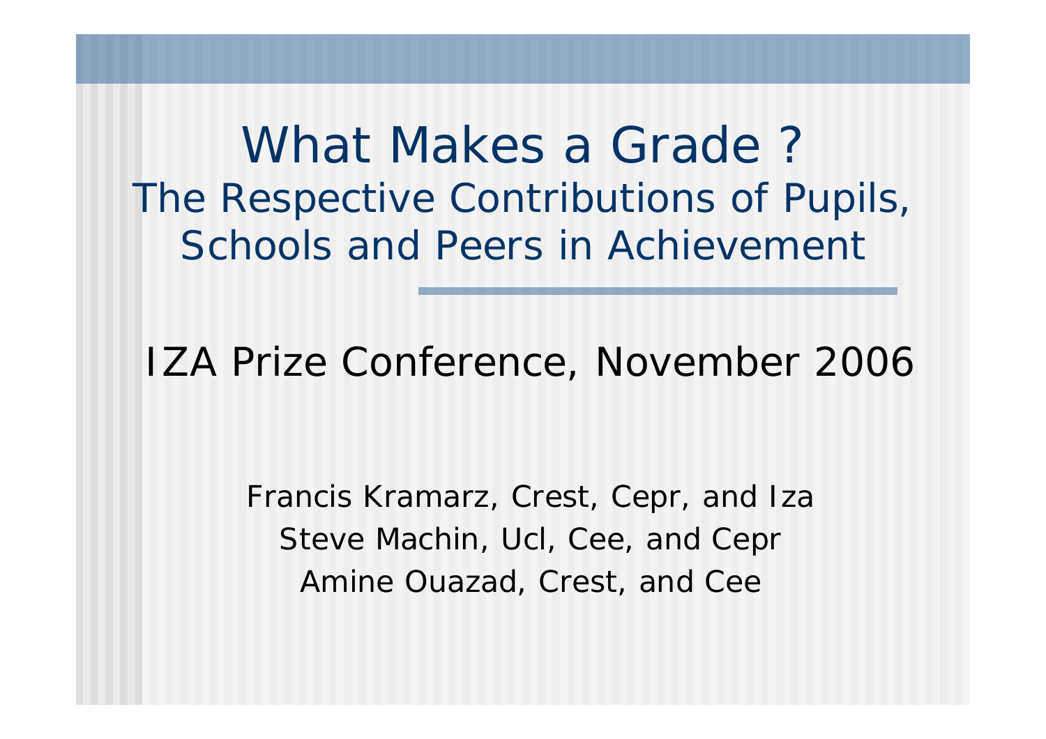# What Makes a Grade ?

## The Respective Contributions of Pupils, Schools and Peers in Achievement

IZA Prize Conference, November 2006

Francis Kramarz, Crest, Cepr, and Iza

Steve Machin, Ucl, Cee, and Cepr

Amine Ouazad, Crest, and Cee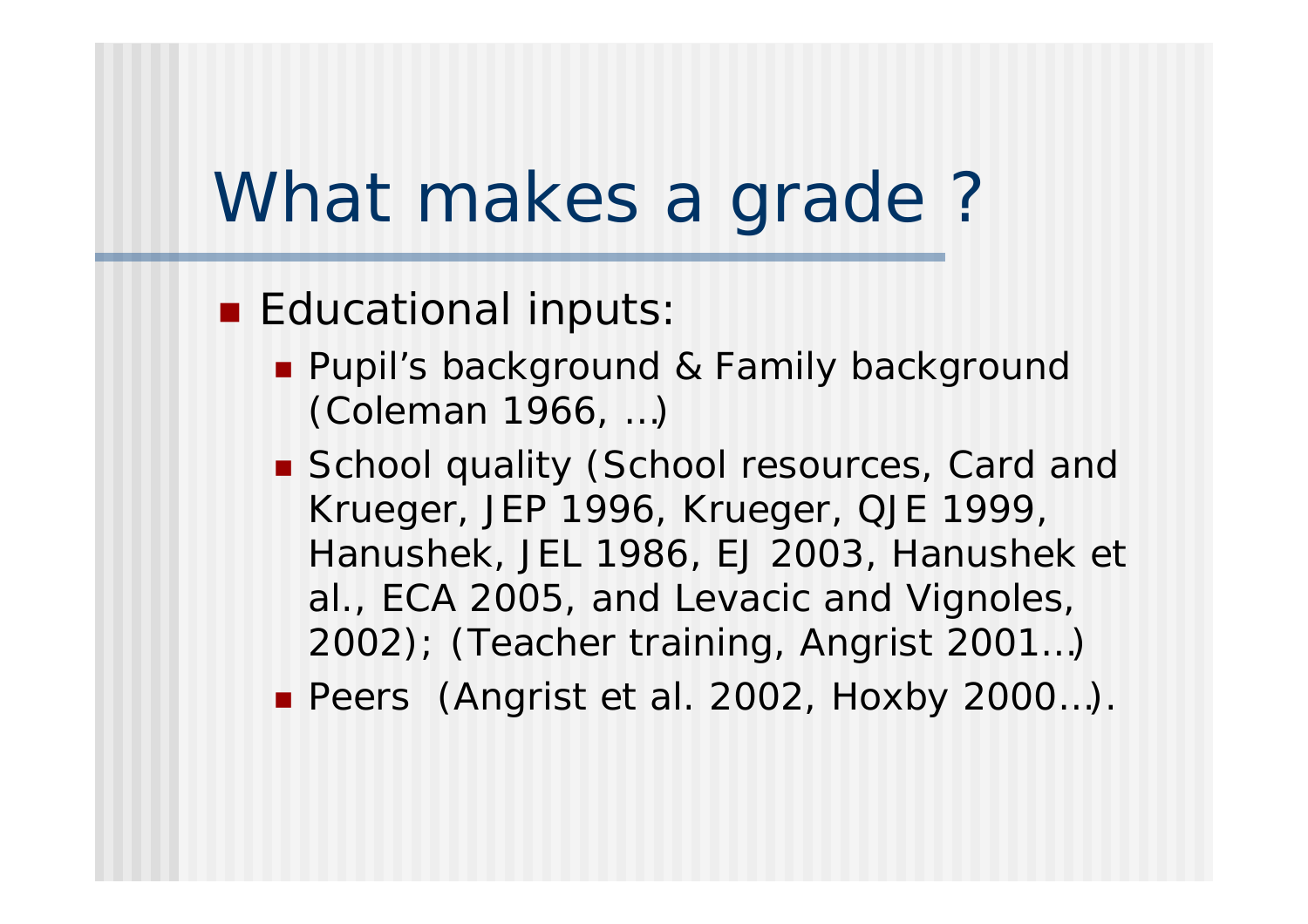# What makes a grade ?

- Educational inputs:
  - Pupil's background & Family background (Coleman 1966, …)
  - School quality (School resources, Card and Krueger, JEP 1996, Krueger, QJE 1999, Hanushek, JEL 1986, EJ 2003, Hanushek et al., ECA 2005, and Levacic and Vignoles, 2002); (Teacher training, Angrist 2001…)
  - Peers (Angrist et al. 2002, Hoxby 2000…).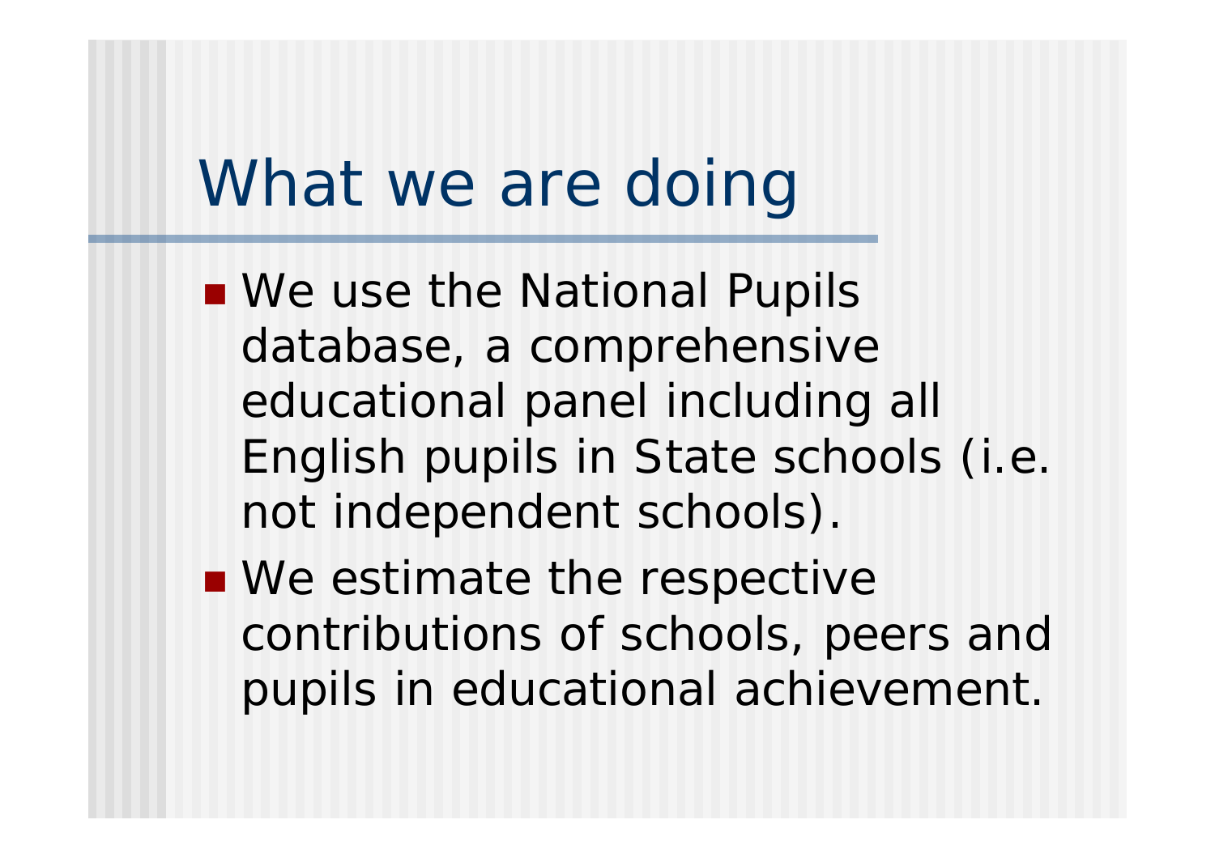# What we are doing

- We use the National Pupils database, a comprehensive educational panel including all English pupils in State schools (i.e. not independent schools).
- We estimate the respective contributions of schools, peers and pupils in educational achievement.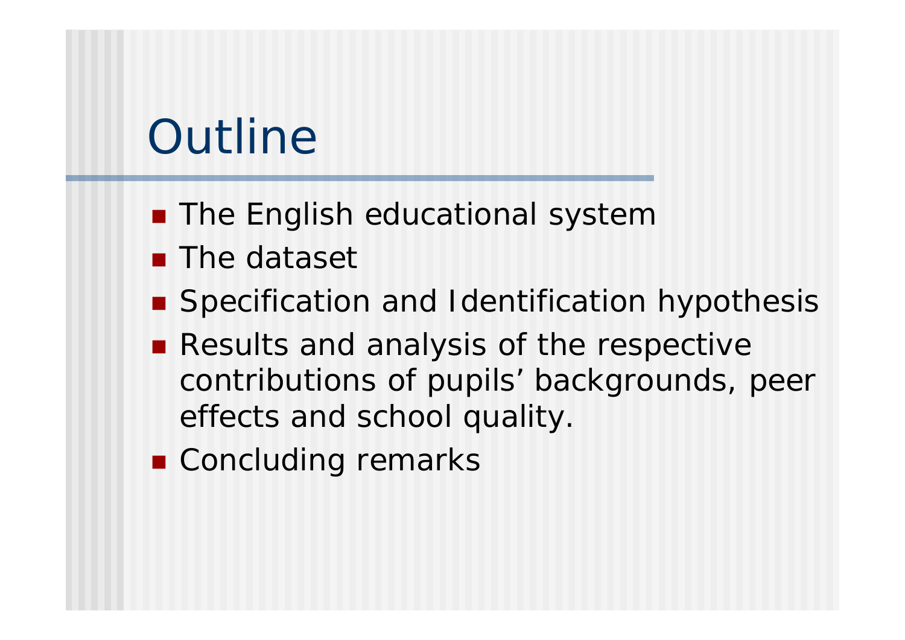# Outline

- The English educational system
- The dataset
- Specification and Identification hypothesis
- Results and analysis of the respective contributions of pupils' backgrounds, peer effects and school quality.
- Concluding remarks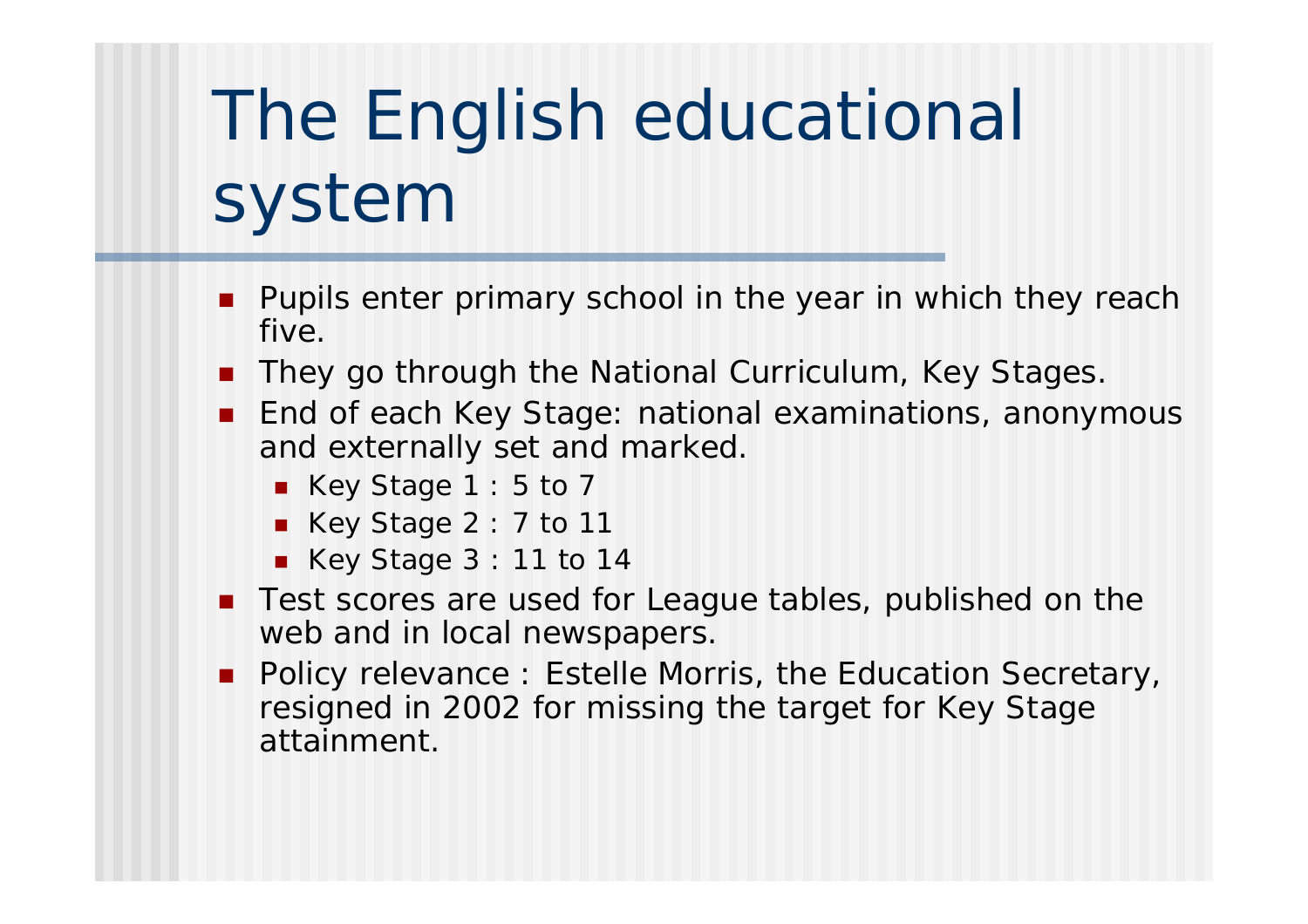# The English educational system

- Pupils enter primary school in the year in which they reach five.
- They go through the National Curriculum, Key Stages.
- End of each Key Stage: national examinations, anonymous and externally set and marked.
  - Key Stage 1 : 5 to 7
  - Key Stage 2 : 7 to 11
  - Key Stage 3 : 11 to 14
- Test scores are used for League tables, published on the web and in local newspapers.
- Policy relevance : Estelle Morris, the Education Secretary, resigned in 2002 for missing the target for Key Stage attainment.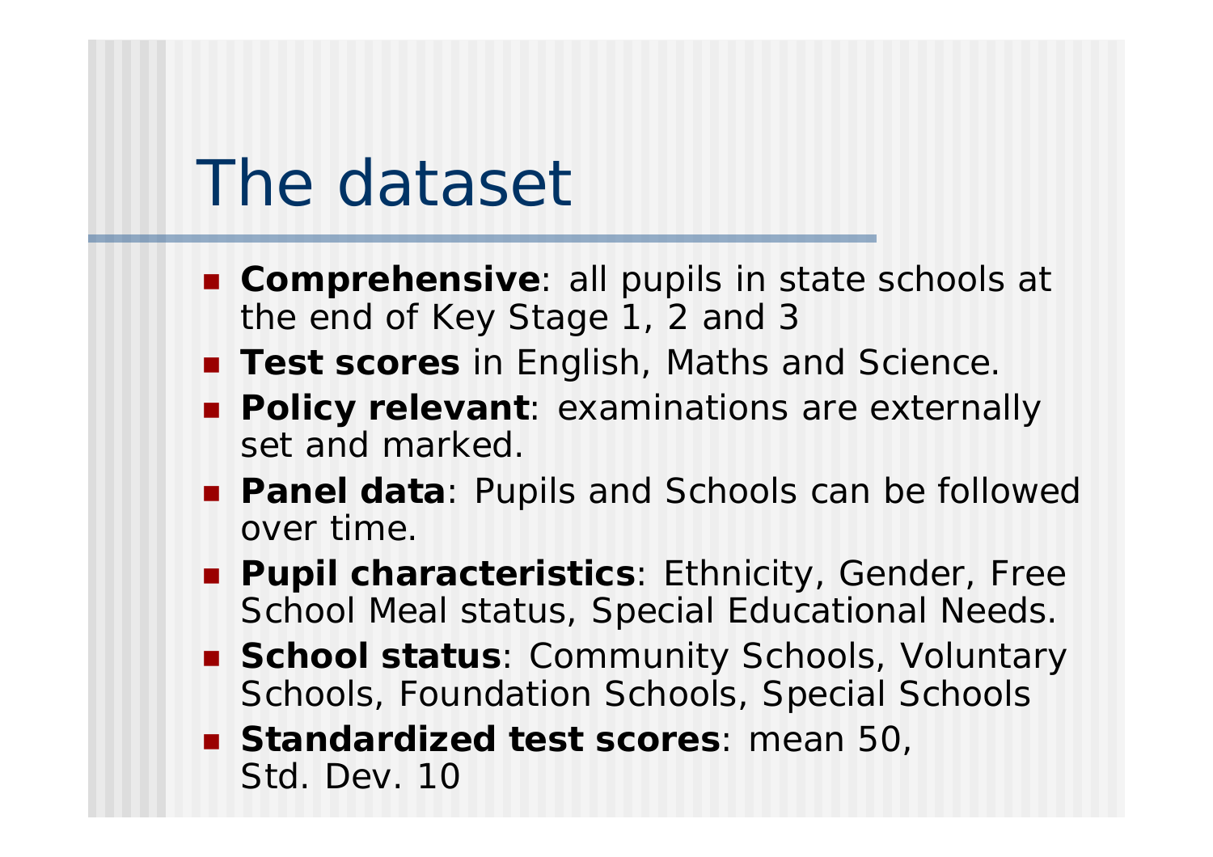# The dataset

- **Comprehensive**: all pupils in state schools at the end of Key Stage 1, 2 and 3
- **Test scores** in English, Maths and Science.
- **Policy relevant**: examinations are externally set and marked.
- **Panel data**: Pupils and Schools can be followed over time.
- **Pupil characteristics**: Ethnicity, Gender, Free School Meal status, Special Educational Needs.
- **School status**: Community Schools, Voluntary Schools, Foundation Schools, Special Schools
- **Standardized test scores**: mean 50, Std. Dev. 10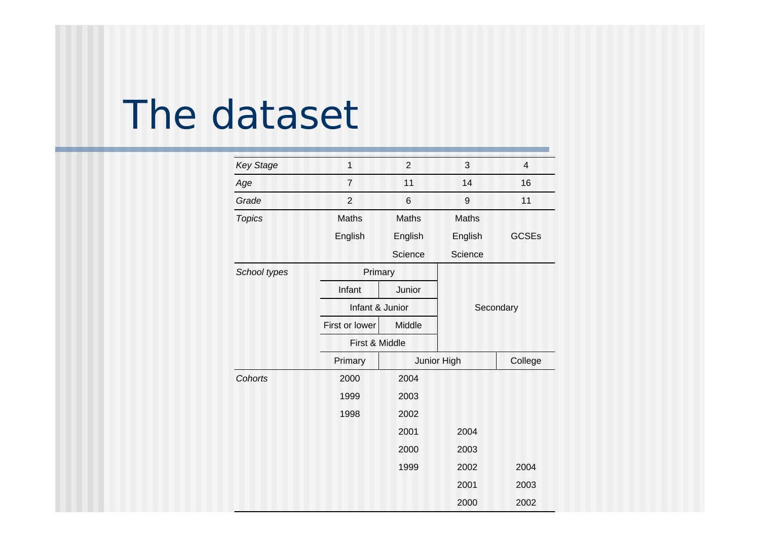# The dataset

| *Key Stage* | 1 | 2 | 3 | 4 |
|---|---|---|---|---|
| *Age* | 7 | 11 | 14 | 16 |
| *Grade* | 2 | 6 | 9 | 11 |
| *Topics* | Maths | Maths | Maths | |
| | English | English | English | GCSEs |
| | | Science | Science | |
| *School types* | Primary | | Secondary | |
| | Infant | Junior | | |
| | Infant & Junior | | | |
| | First or lower | Middle | | |
| | First & Middle | | | |
| | Primary | Junior High | | College |
| *Cohorts* | 2000 | 2004 | | |
| | 1999 | 2003 | | |
| | 1998 | 2002 | | |
| | | 2001 | 2004 | |
| | | 2000 | 2003 | |
| | | 1999 | 2002 | 2004 |
| | | | 2001 | 2003 |
| | | | 2000 | 2002 |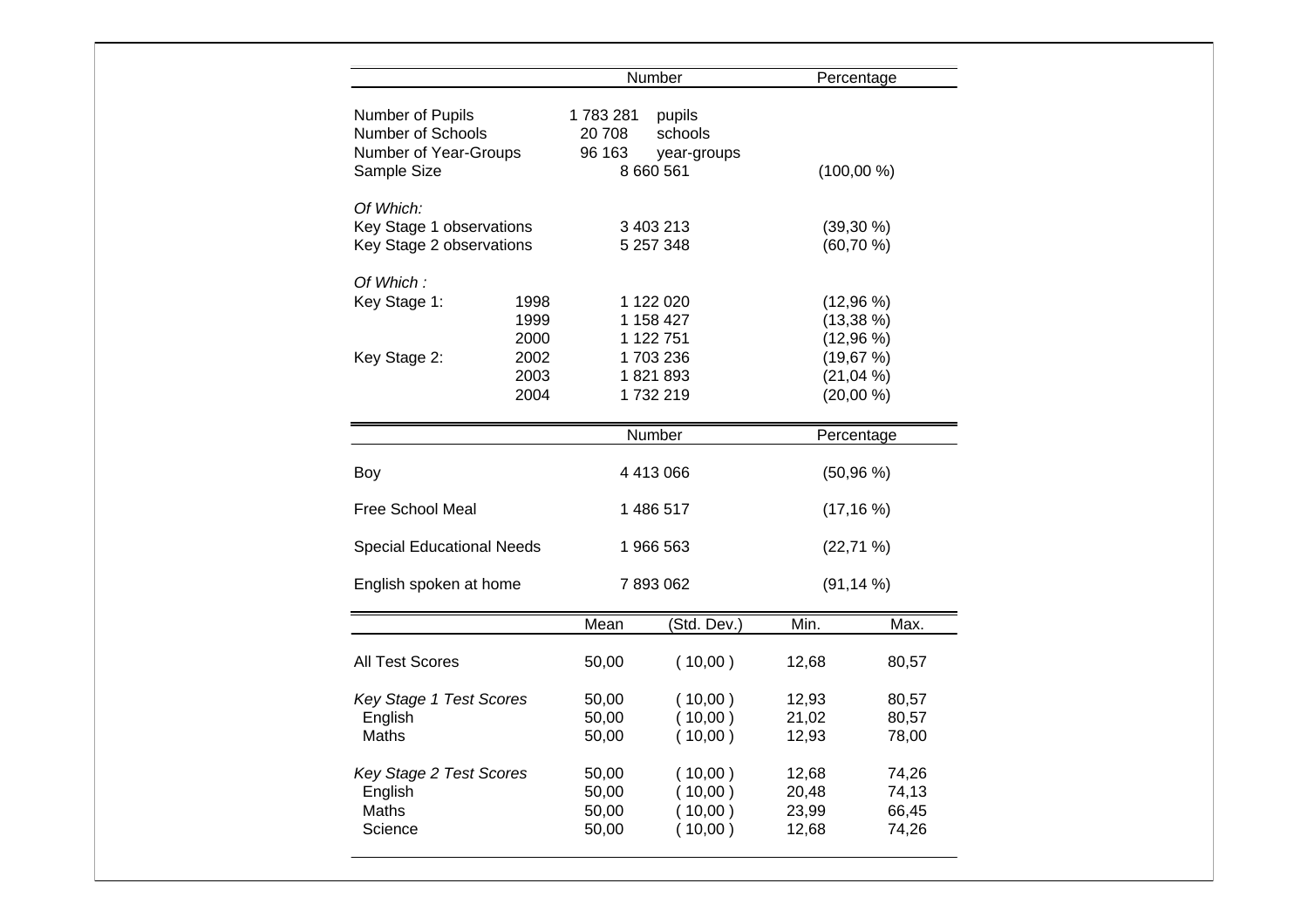| | | Number | | Percentage |
|---|---|---|---|---|
| Number of Pupils | | 1 783 281 | pupils | |
| Number of Schools | | 20 708 | schools | |
| Number of Year-Groups | | 96 163 | year-groups | |
| Sample Size | | 8 660 561 | | (100,00 %) |
| *Of Which:* | | | | |
| Key Stage 1 observations | | 3 403 213 | | (39,30 %) |
| Key Stage 2 observations | | 5 257 348 | | (60,70 %) |
| *Of Which :* | | | | |
| Key Stage 1: | 1998 | 1 122 020 | | (12,96 %) |
| | 1999 | 1 158 427 | | (13,38 %) |
| | 2000 | 1 122 751 | | (12,96 %) |
| Key Stage 2: | 2002 | 1 703 236 | | (19,67 %) |
| | 2003 | 1 821 893 | | (21,04 %) |
| | 2004 | 1 732 219 | | (20,00 %) |

| | Number | Percentage |
|---|---|---|
| Boy | 4 413 066 | (50,96 %) |
| Free School Meal | 1 486 517 | (17,16 %) |
| Special Educational Needs | 1 966 563 | (22,71 %) |
| English spoken at home | 7 893 062 | (91,14 %) |

| | Mean | (Std. Dev.) | Min. | Max. |
|---|---|---|---|---|
| All Test Scores | 50,00 | ( 10,00 ) | 12,68 | 80,57 |
| *Key Stage 1 Test Scores* | 50,00 | ( 10,00 ) | 12,93 | 80,57 |
| English | 50,00 | ( 10,00 ) | 21,02 | 80,57 |
| Maths | 50,00 | ( 10,00 ) | 12,93 | 78,00 |
| *Key Stage 2 Test Scores* | 50,00 | ( 10,00 ) | 12,68 | 74,26 |
| English | 50,00 | ( 10,00 ) | 20,48 | 74,13 |
| Maths | 50,00 | ( 10,00 ) | 23,99 | 66,45 |
| Science | 50,00 | ( 10,00 ) | 12,68 | 74,26 |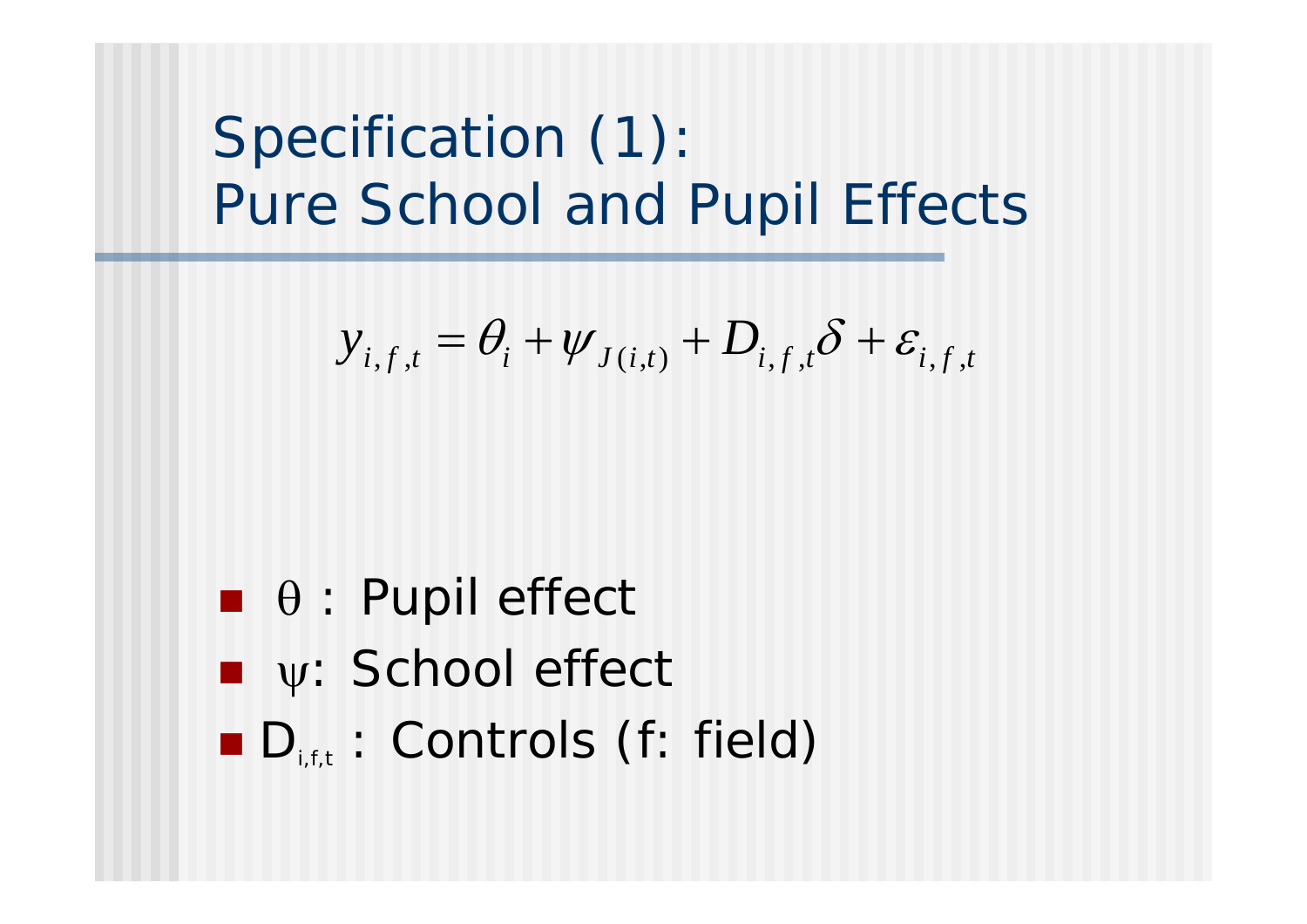# Specification (1): Pure School and Pupil Effects

$$y_{i,f,t} = \theta_i + \psi_{J(i,t)} + D_{i,f,t}\delta + \varepsilon_{i,f,t}$$

- $\theta$ : Pupil effect
- $\psi$: School effect
- $D_{i,f,t}$ : Controls (f: field)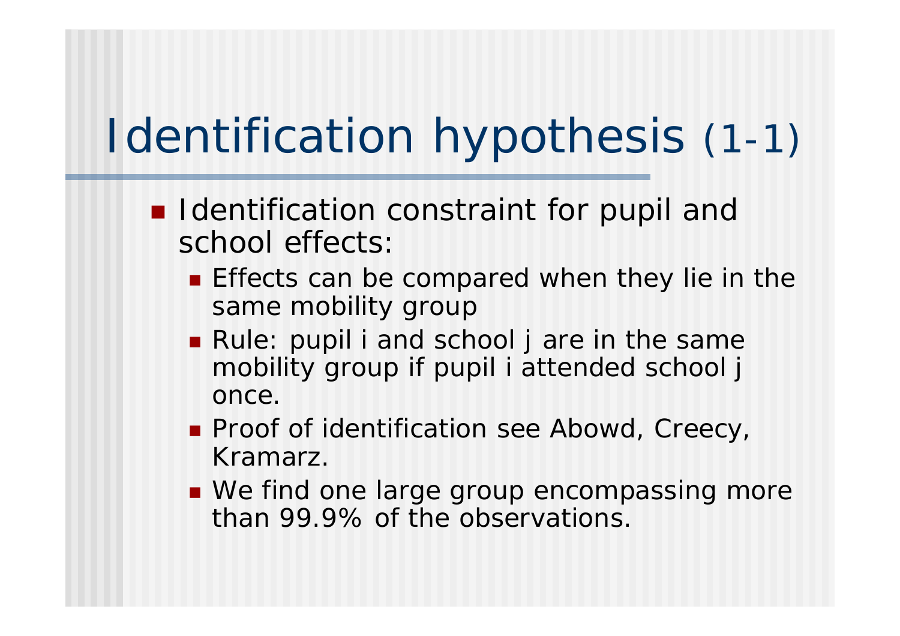# Identification hypothesis (1-1)

- Identification constraint for pupil and school effects:
  - Effects can be compared when they lie in the same mobility group
  - Rule: pupil i and school j are in the same mobility group if pupil i attended school j once.
  - Proof of identification see Abowd, Creecy, Kramarz.
  - We find one large group encompassing more than 99.9% of the observations.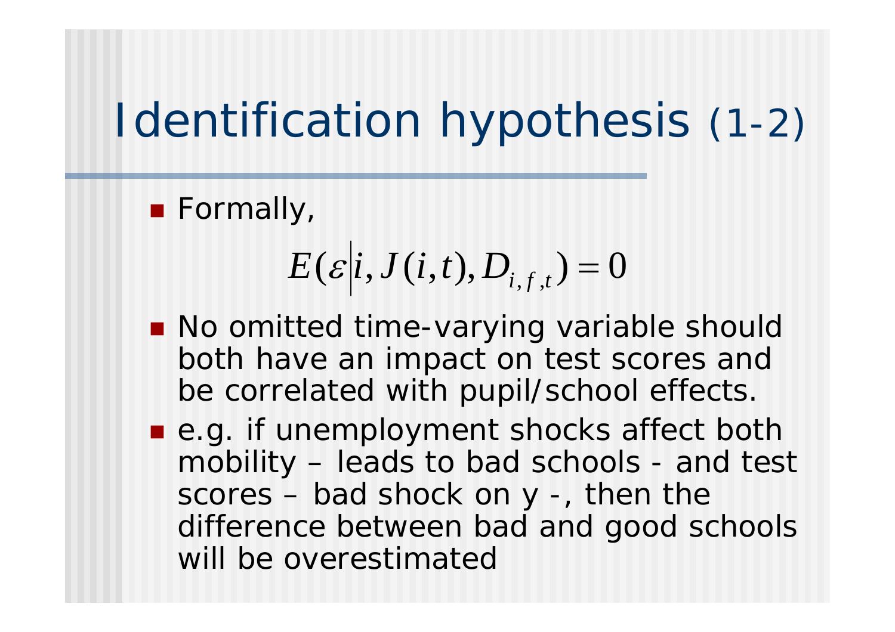# Identification hypothesis (1-2)

- Formally,

$$E(\varepsilon | i, J(i,t), D_{i,f,t}) = 0$$

- No omitted time-varying variable should both have an impact on test scores and be correlated with pupil/school effects.
- e.g. if unemployment shocks affect both mobility – leads to bad schools - and test scores – bad shock on y -, then the difference between bad and good schools will be overestimated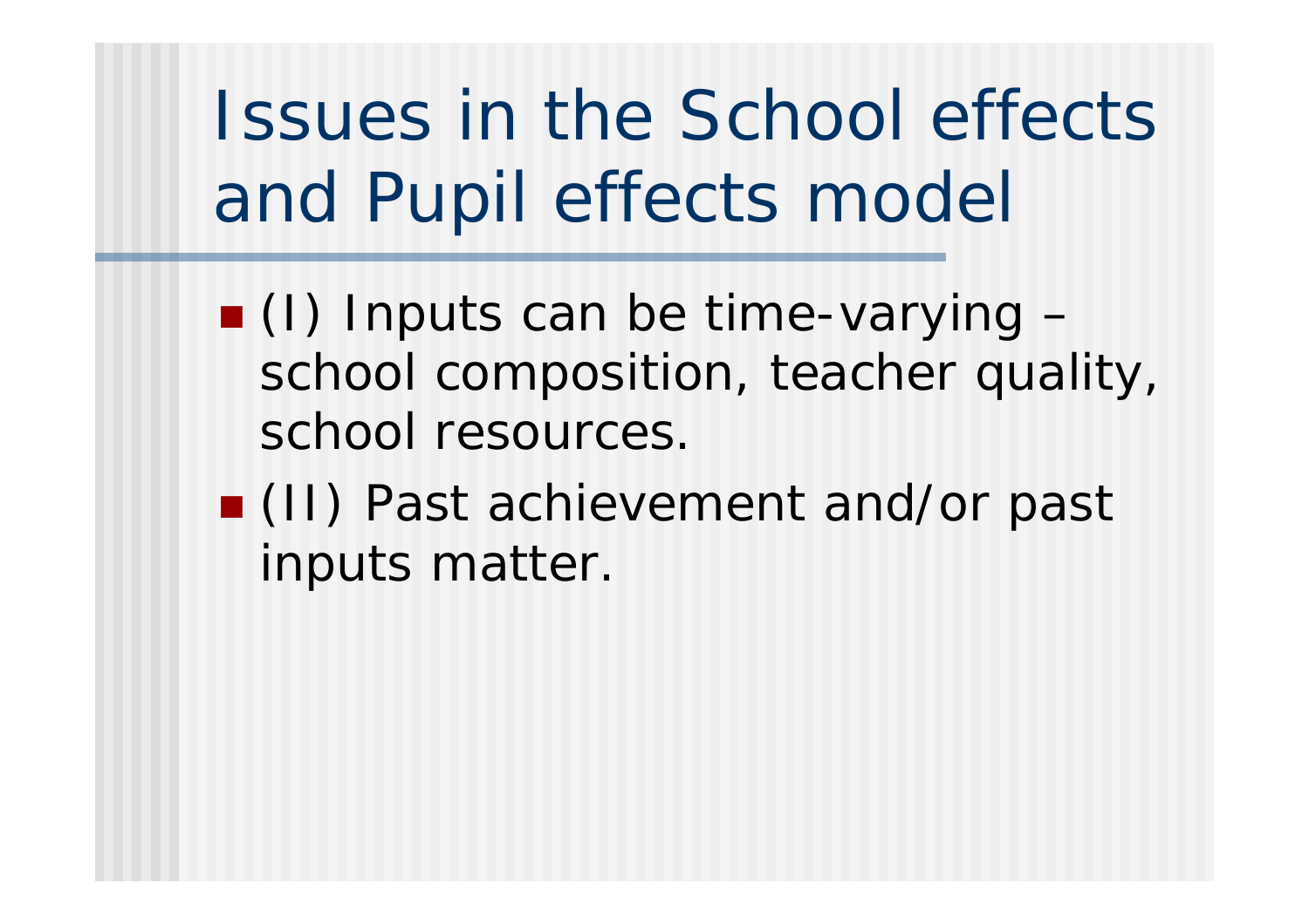# Issues in the School effects and Pupil effects model

- (I) Inputs can be time-varying – school composition, teacher quality, school resources.
- (II) Past achievement and/or past inputs matter.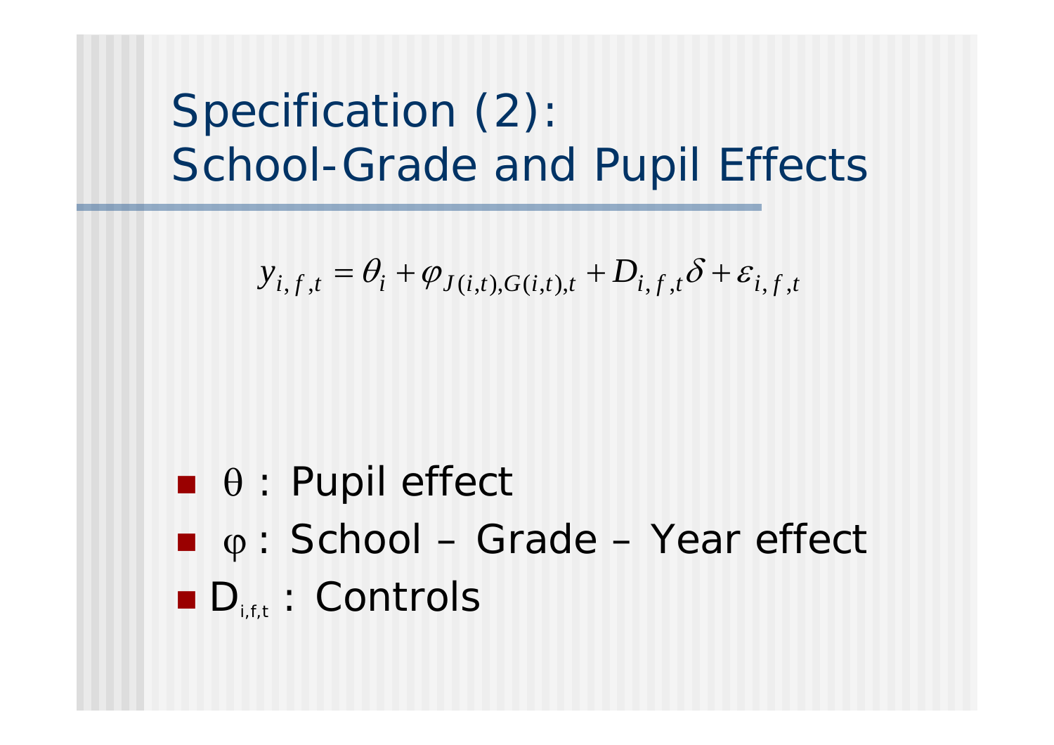# Specification (2): School-Grade and Pupil Effects

$$y_{i,f,t} = \theta_i + \varphi_{J(i,t),G(i,t),t} + D_{i,f,t}\delta + \varepsilon_{i,f,t}$$

- $\theta$ : Pupil effect
- $\varphi$ : School – Grade – Year effect
- $D_{i,f,t}$ : Controls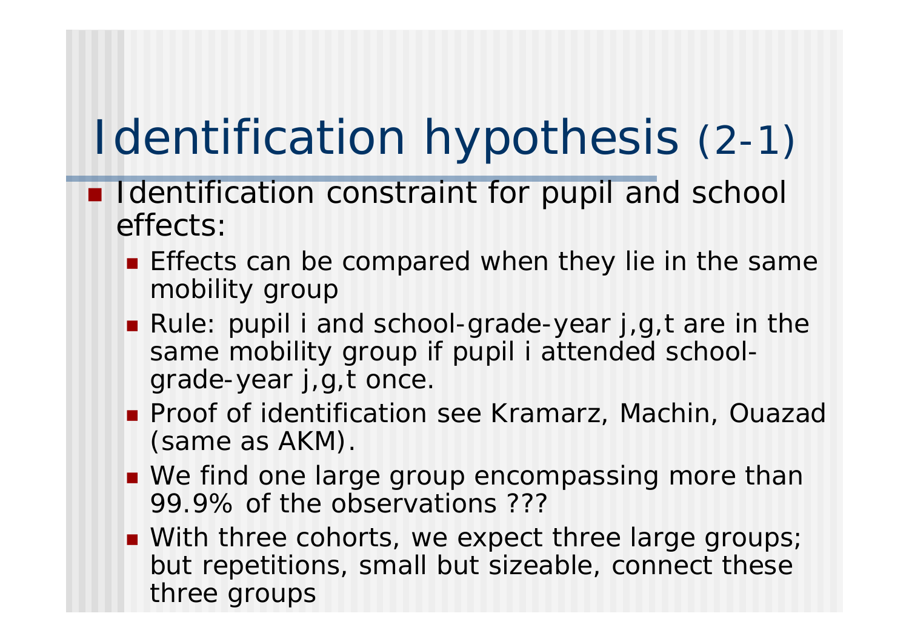# Identification hypothesis (2-1)

- Identification constraint for pupil and school effects:
  - Effects can be compared when they lie in the same mobility group
  - Rule: pupil i and school-grade-year j,g,t are in the same mobility group if pupil i attended school-grade-year j,g,t once.
  - Proof of identification see Kramarz, Machin, Ouazad (same as AKM).
  - We find one large group encompassing more than 99.9% of the observations ???
  - With three cohorts, we expect three large groups; but repetitions, small but sizeable, connect these three groups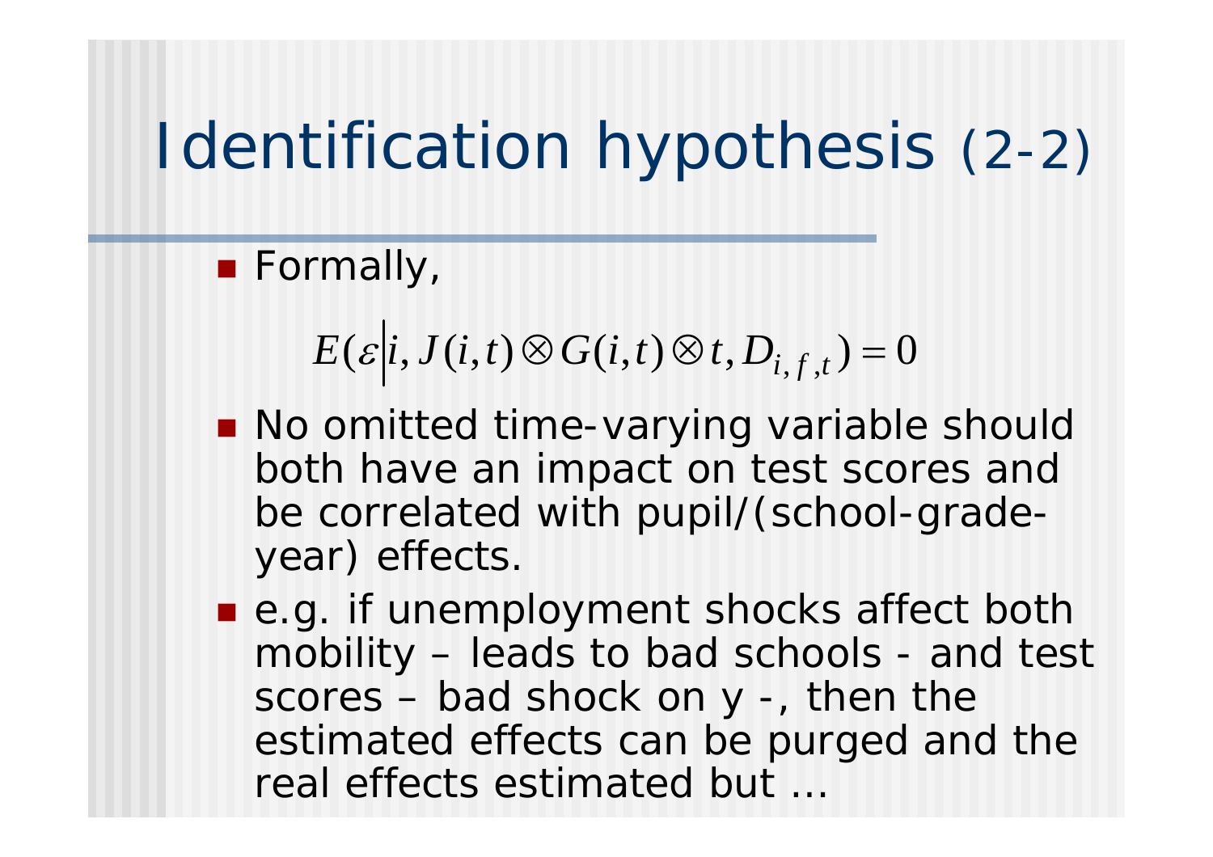# Identification hypothesis (2-2)

- Formally,

$$E(\varepsilon | i, J(i,t) \otimes G(i,t) \otimes t, D_{i,f,t}) = 0$$

- No omitted time-varying variable should both have an impact on test scores and be correlated with pupil/(school-grade-year) effects.
- e.g. if unemployment shocks affect both mobility – leads to bad schools - and test scores – bad shock on y -, then the estimated effects can be purged and the real effects estimated but …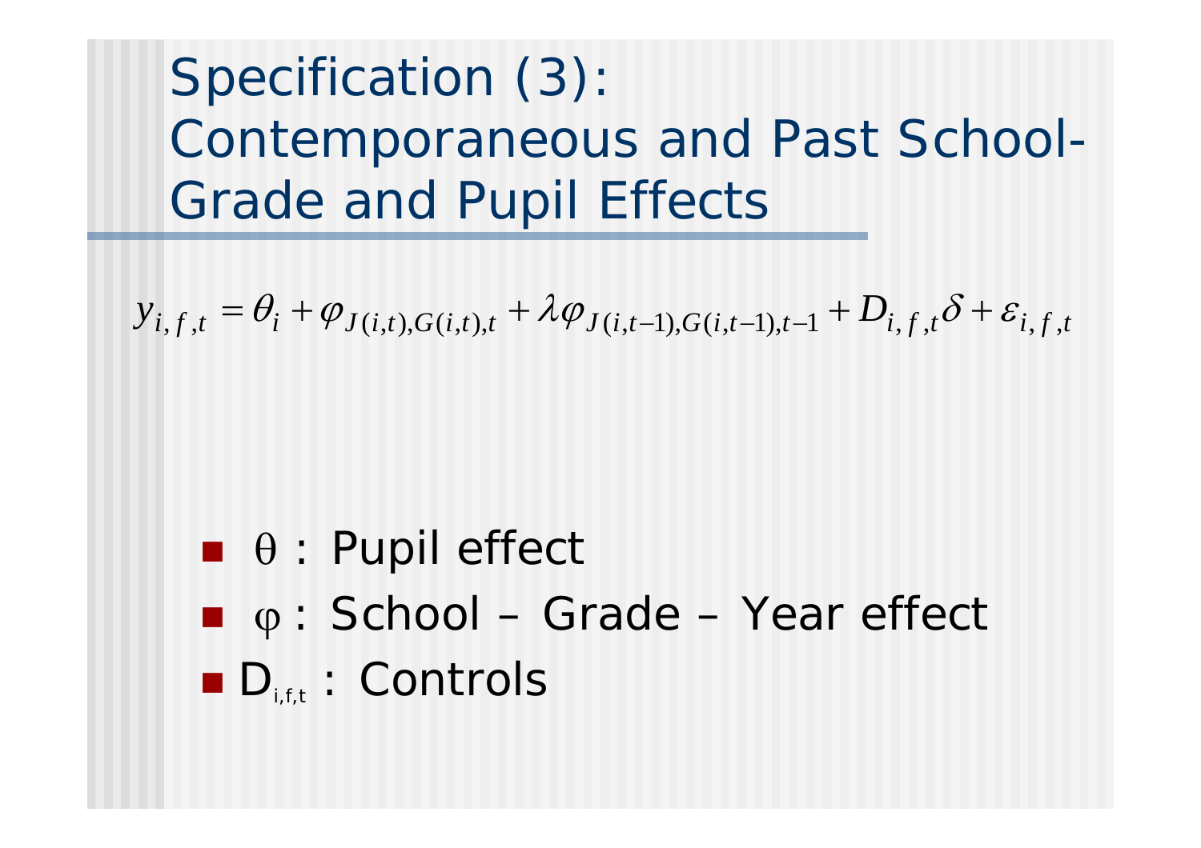# Specification (3): Contemporaneous and Past School-Grade and Pupil Effects

$$y_{i,f,t} = \theta_i + \varphi_{J(i,t),G(i,t),t} + \lambda \varphi_{J(i,t-1),G(i,t-1),t-1} + D_{i,f,t}\delta + \varepsilon_{i,f,t}$$

- $\theta$ : Pupil effect
- $\varphi$ : School – Grade – Year effect
- $D_{i,f,t}$ : Controls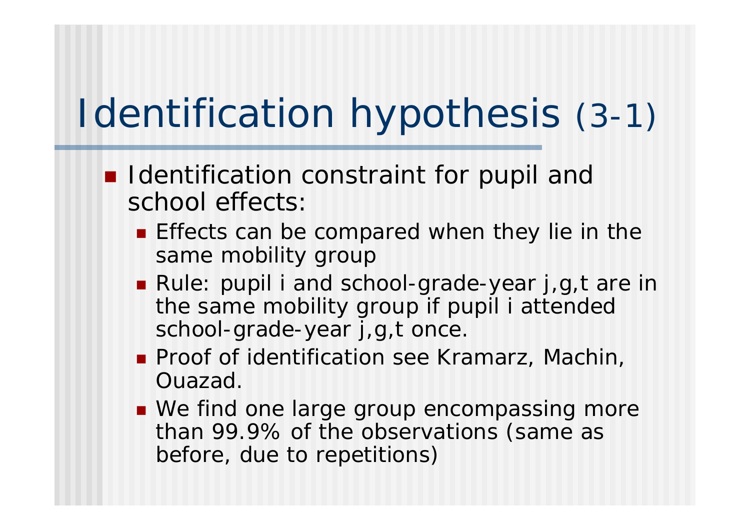# Identification hypothesis (3-1)

- Identification constraint for pupil and school effects:
  - Effects can be compared when they lie in the same mobility group
  - Rule: pupil i and school-grade-year j,g,t are in the same mobility group if pupil i attended school-grade-year j,g,t once.
  - Proof of identification see Kramarz, Machin, Ouazad.
  - We find one large group encompassing more than 99.9% of the observations (same as before, due to repetitions)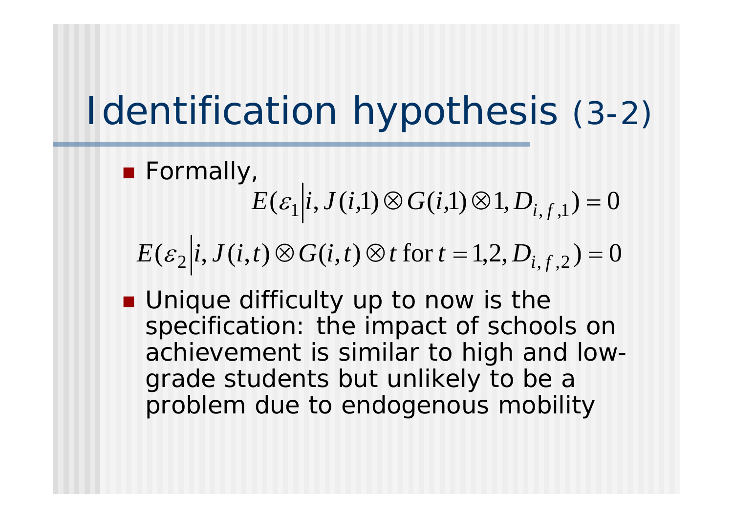# Identification hypothesis (3-2)

- Formally,

$$E(\varepsilon_1 \big| i, J(i,1) \otimes G(i,1) \otimes 1, D_{i,f,1}) = 0$$

$$E(\varepsilon_2 \big| i, J(i,t) \otimes G(i,t) \otimes t \text{ for } t = 1,2, D_{i,f,2}) = 0$$

- Unique difficulty up to now is the specification: the impact of schools on achievement is similar to high and low-grade students but unlikely to be a problem due to endogenous mobility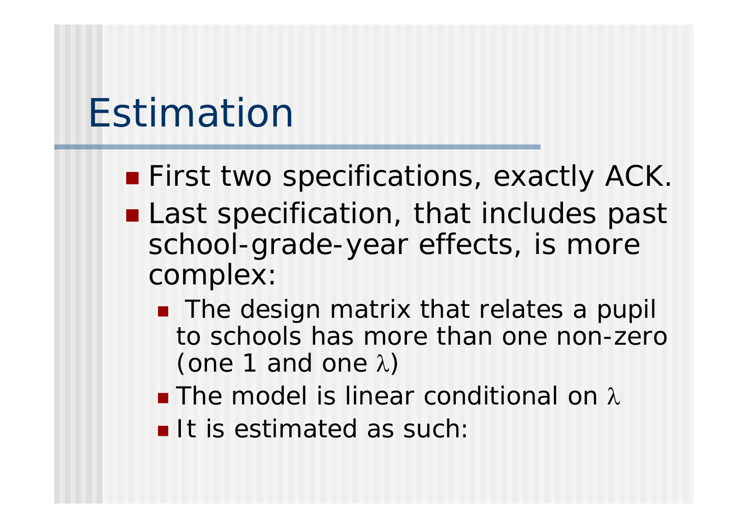# Estimation

- First two specifications, exactly ACK.
- Last specification, that includes past school-grade-year effects, is more complex:
  - The design matrix that relates a pupil to schools has more than one non-zero (one 1 and one $\lambda$)
  - The model is linear conditional on $\lambda$
  - It is estimated as such: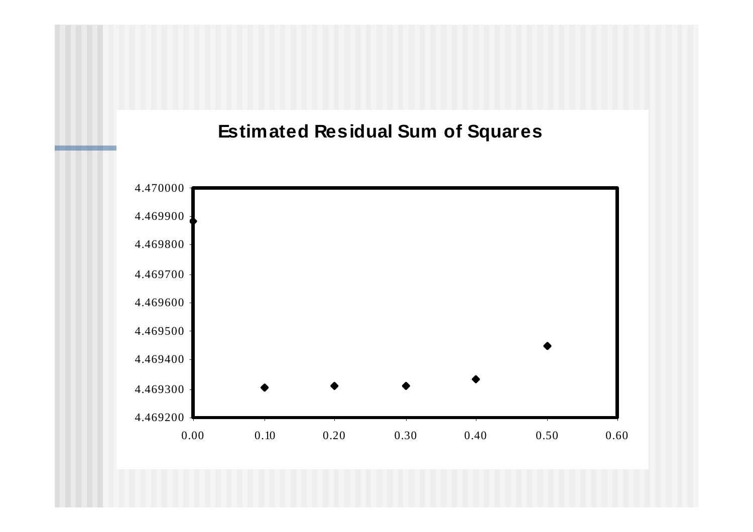## Estimated Residual Sum of Squares

4.470000
4.469900
4.469800
4.469700
4.469600
4.469500
4.469400
4.469300
4.469200

0.00
0.10
0.20
0.30
0.40
0.50
0.60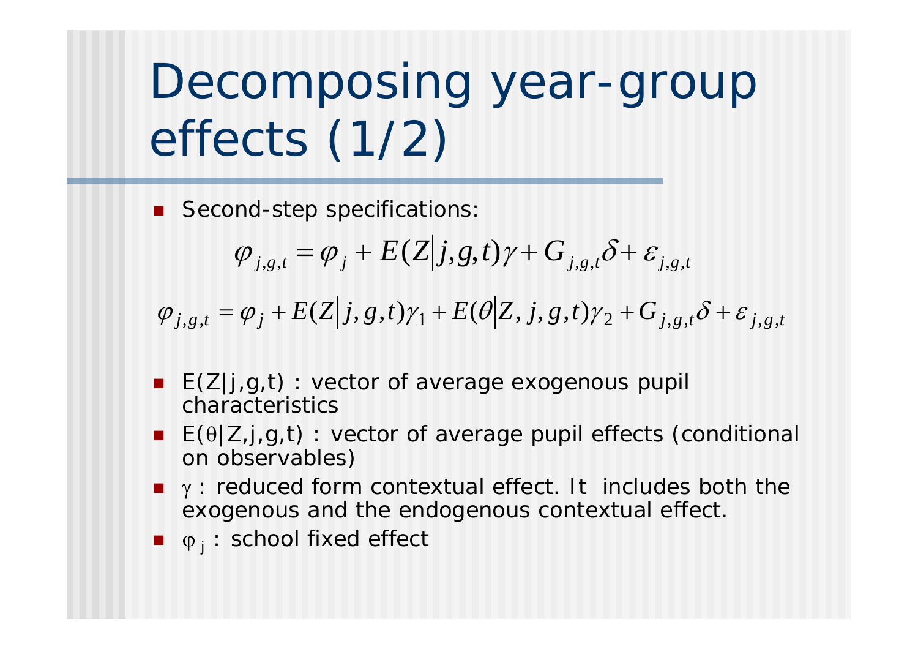# Decomposing year-group effects (1/2)

- Second-step specifications:

$$\varphi_{j,g,t} = \varphi_j + E(Z|j,g,t)\gamma + G_{j,g,t}\delta + \varepsilon_{j,g,t}$$

$$\varphi_{j,g,t} = \varphi_j + E(Z|j,g,t)\gamma_1 + E(\theta|Z,j,g,t)\gamma_2 + G_{j,g,t}\delta + \varepsilon_{j,g,t}$$

- $E(Z|j,g,t)$ : vector of average exogenous pupil characteristics
- $E(\theta|Z,j,g,t)$ : vector of average pupil effects (conditional on observables)
- $\gamma$ : reduced form contextual effect. It includes both the exogenous and the endogenous contextual effect.
- $\varphi_j$ : school fixed effect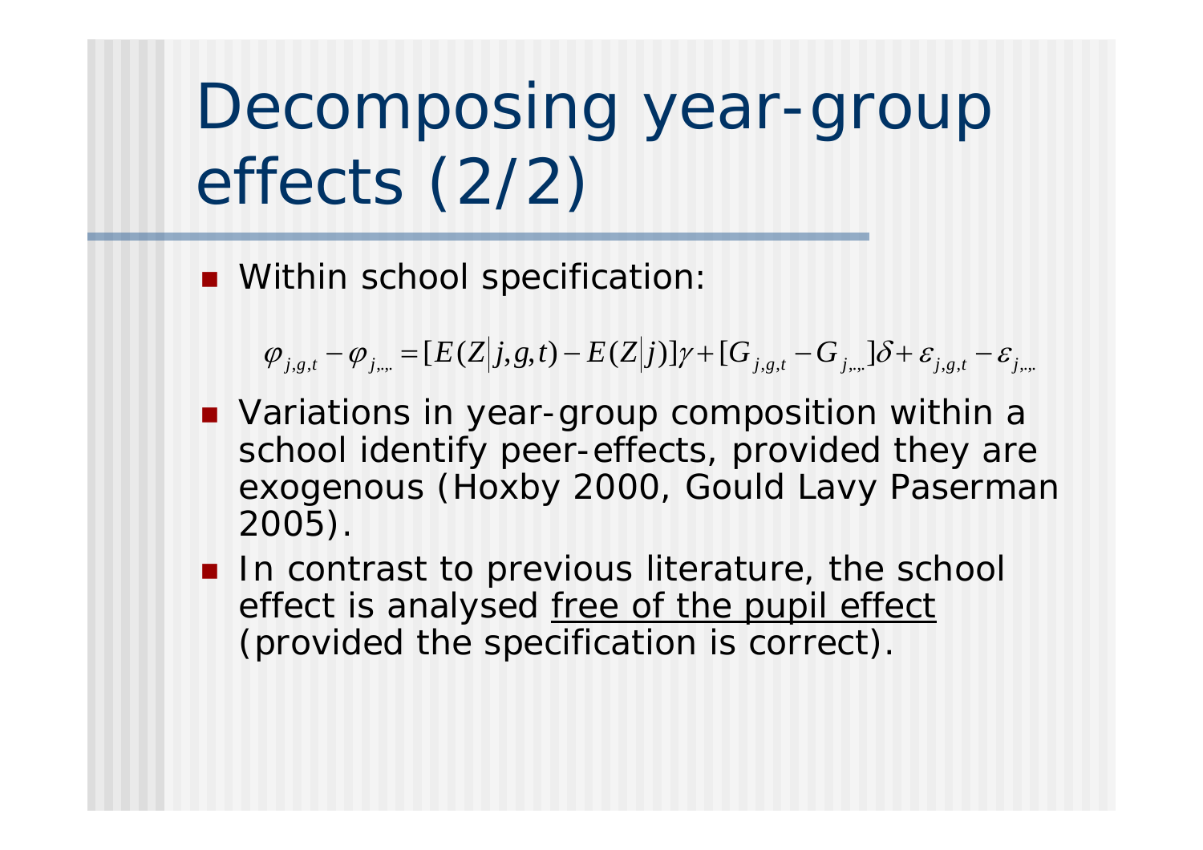# Decomposing year-group effects (2/2)

- Within school specification:

$$\varphi_{j,g,t} - \varphi_{j,.,.} = [E(Z|j,g,t) - E(Z|j)]\gamma + [G_{j,g,t} - G_{j,.,.}]\delta + \varepsilon_{j,g,t} - \varepsilon_{j,.,.}$$

- Variations in year-group composition within a school identify peer-effects, provided they are exogenous (Hoxby 2000, Gould Lavy Paserman 2005).
- In contrast to previous literature, the school effect is analysed <u>free of the pupil effect</u> (provided the specification is correct).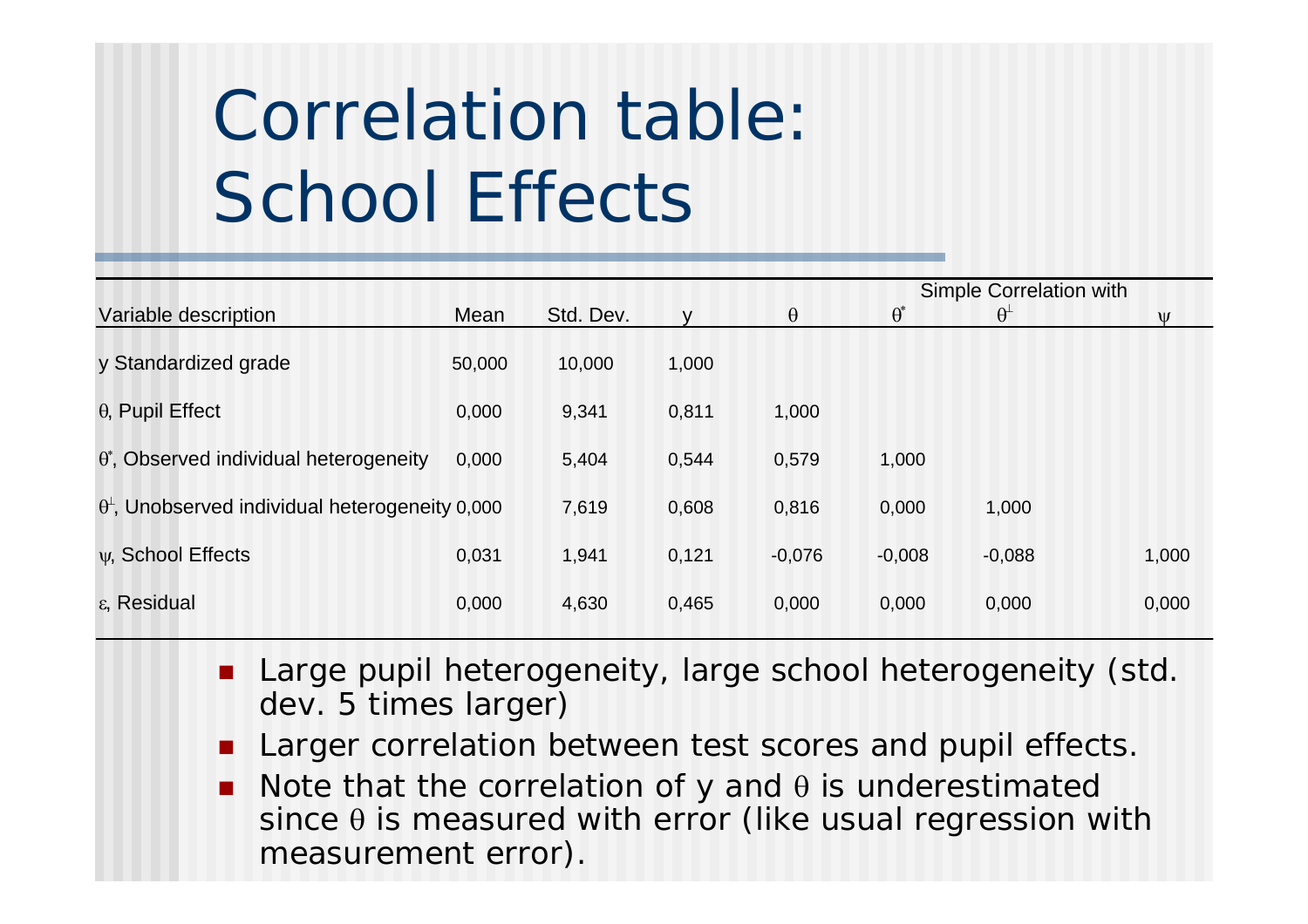# Correlation table: School Effects

| Variable description | Mean | Std. Dev. | Simple Correlation with | | | | |
|---|---|---|---|---|---|---|---|
| | | | y | $\theta$ | $\theta^*$ | $\theta^\perp$ | $\psi$ |
| y Standardized grade | 50,000 | 10,000 | 1,000 | | | | |
| $\theta$, Pupil Effect | 0,000 | 9,341 | 0,811 | 1,000 | | | |
| $\theta^*$, Observed individual heterogeneity | 0,000 | 5,404 | 0,544 | 0,579 | 1,000 | | |
| $\theta^\perp$, Unobserved individual heterogeneity | 0,000 | 7,619 | 0,608 | 0,816 | 0,000 | 1,000 | |
| $\psi$, School Effects | 0,031 | 1,941 | 0,121 | -0,076 | -0,008 | -0,088 | 1,000 |
| $\varepsilon$, Residual | 0,000 | 4,630 | 0,465 | 0,000 | 0,000 | 0,000 | 0,000 |

- Large pupil heterogeneity, large school heterogeneity (std. dev. 5 times larger)
- Larger correlation between test scores and pupil effects.
- Note that the correlation of y and $\theta$ is underestimated since $\theta$ is measured with error (like usual regression with measurement error).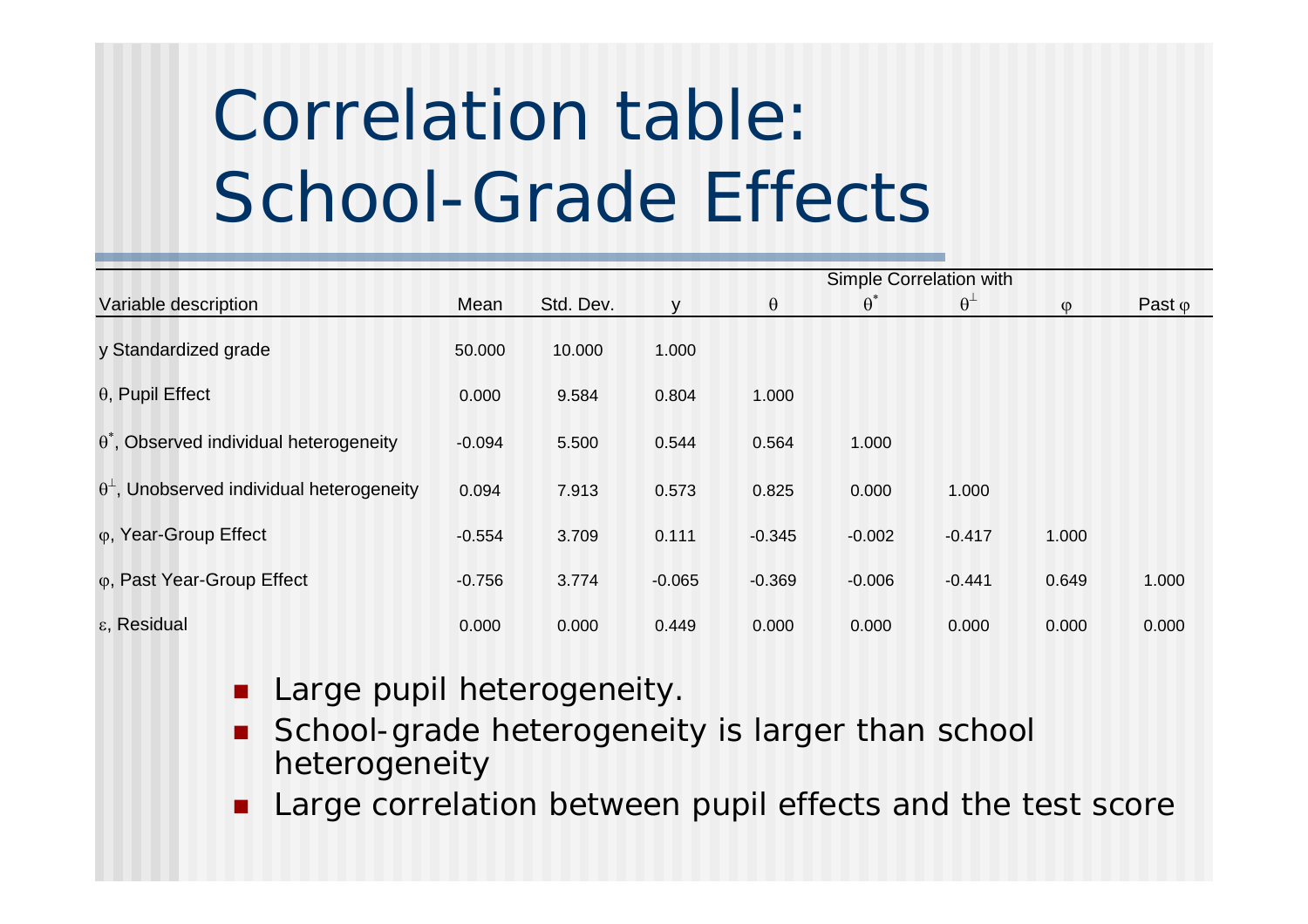# Correlation table: School-Grade Effects

| | | | Simple Correlation with | | | | | |
|---|---|---|---|---|---|---|---|---|
| Variable description | Mean | Std. Dev. | y | $\theta$ | $\theta^*$ | $\theta^{\perp}$ | $\varphi$ | Past $\varphi$ |
| y Standardized grade | 50.000 | 10.000 | 1.000 | | | | | |
| $\theta$, Pupil Effect | 0.000 | 9.584 | 0.804 | 1.000 | | | | |
| $\theta^*$, Observed individual heterogeneity | -0.094 | 5.500 | 0.544 | 0.564 | 1.000 | | | |
| $\theta^{\perp}$, Unobserved individual heterogeneity | 0.094 | 7.913 | 0.573 | 0.825 | 0.000 | 1.000 | | |
| $\varphi$, Year-Group Effect | -0.554 | 3.709 | 0.111 | -0.345 | -0.002 | -0.417 | 1.000 | |
| $\varphi$, Past Year-Group Effect | -0.756 | 3.774 | -0.065 | -0.369 | -0.006 | -0.441 | 0.649 | 1.000 |
| $\varepsilon$, Residual | 0.000 | 0.000 | 0.449 | 0.000 | 0.000 | 0.000 | 0.000 | 0.000 |

- Large pupil heterogeneity.
- School-grade heterogeneity is larger than school heterogeneity
- Large correlation between pupil effects and the test score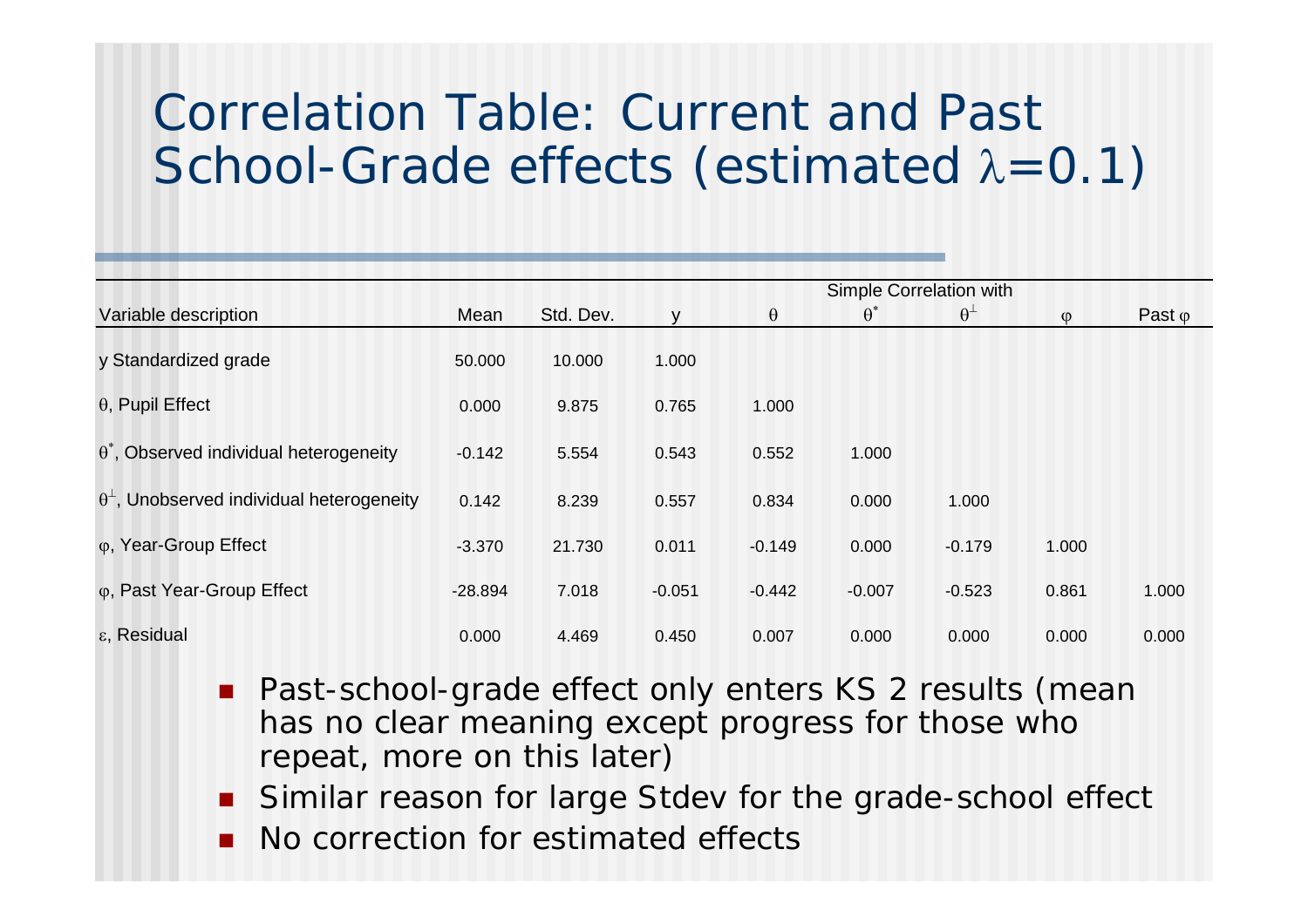# Correlation Table: Current and Past School-Grade effects (estimated $\lambda$=0.1)

| | | | Simple Correlation with | | | | | |
|---|---|---|---|---|---|---|---|---|
| Variable description | Mean | Std. Dev. | y | $\theta$ | $\theta^*$ | $\theta^\perp$ | $\varphi$ | Past $\varphi$ |
| y Standardized grade | 50.000 | 10.000 | 1.000 | | | | | |
| $\theta$, Pupil Effect | 0.000 | 9.875 | 0.765 | 1.000 | | | | |
| $\theta^*$, Observed individual heterogeneity | -0.142 | 5.554 | 0.543 | 0.552 | 1.000 | | | |
| $\theta^\perp$, Unobserved individual heterogeneity | 0.142 | 8.239 | 0.557 | 0.834 | 0.000 | 1.000 | | |
| $\varphi$, Year-Group Effect | -3.370 | 21.730 | 0.011 | -0.149 | 0.000 | -0.179 | 1.000 | |
| $\varphi$, Past Year-Group Effect | -28.894 | 7.018 | -0.051 | -0.442 | -0.007 | -0.523 | 0.861 | 1.000 |
| $\varepsilon$, Residual | 0.000 | 4.469 | 0.450 | 0.007 | 0.000 | 0.000 | 0.000 | 0.000 |

- Past-school-grade effect only enters KS 2 results (mean has no clear meaning except progress for those who repeat, more on this later)
- Similar reason for large Stdev for the grade-school effect
- No correction for estimated effects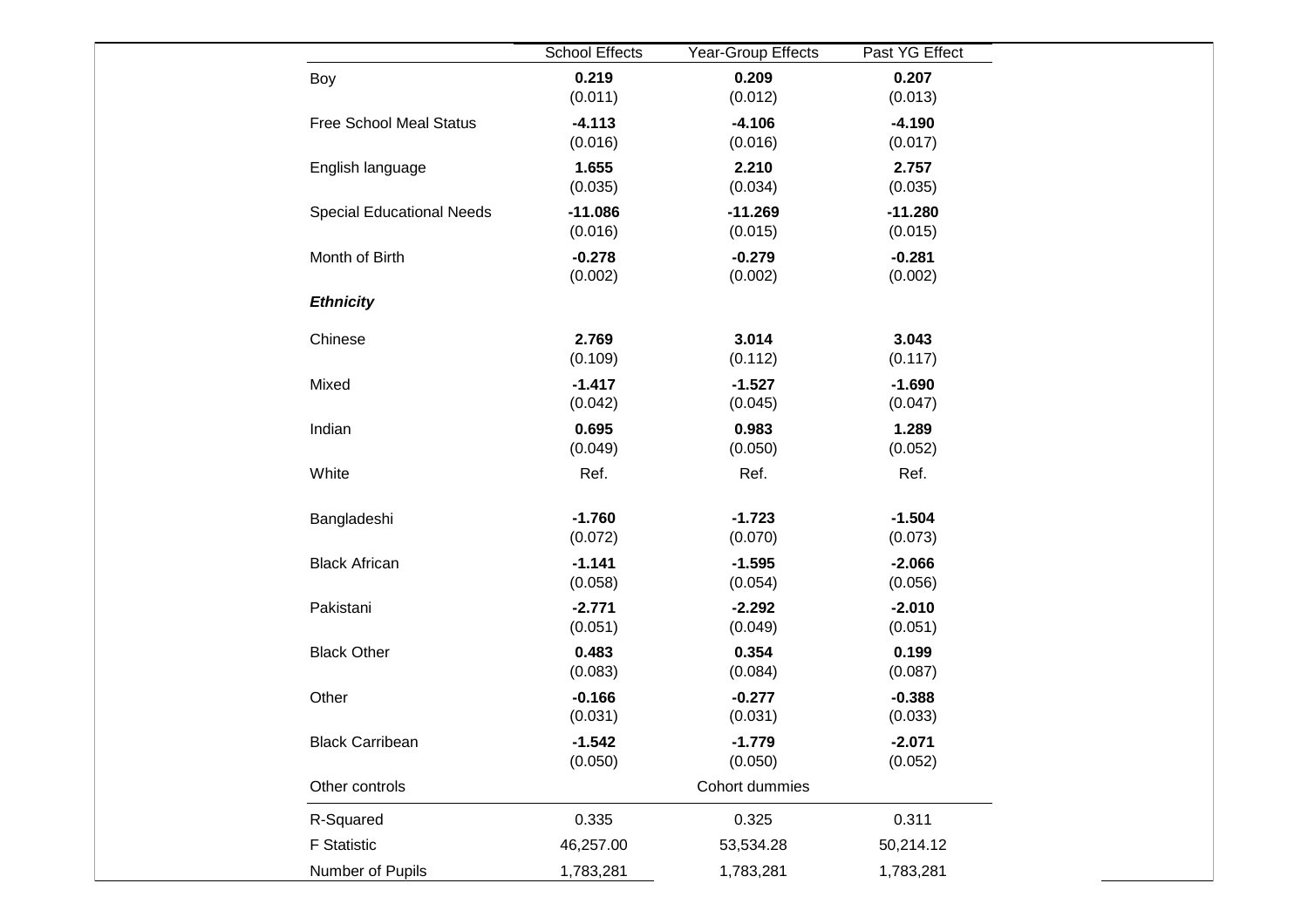| | School Effects | Year-Group Effects | Past YG Effect |
|---|---|---|---|
| Boy | **0.219** | **0.209** | **0.207** |
| | (0.011) | (0.012) | (0.013) |
| Free School Meal Status | **-4.113** | **-4.106** | **-4.190** |
| | (0.016) | (0.016) | (0.017) |
| English language | **1.655** | **2.210** | **2.757** |
| | (0.035) | (0.034) | (0.035) |
| Special Educational Needs | **-11.086** | **-11.269** | **-11.280** |
| | (0.016) | (0.015) | (0.015) |
| Month of Birth | **-0.278** | **-0.279** | **-0.281** |
| | (0.002) | (0.002) | (0.002) |
| ***Ethnicity*** | | | |
| Chinese | **2.769** | **3.014** | **3.043** |
| | (0.109) | (0.112) | (0.117) |
| Mixed | **-1.417** | **-1.527** | **-1.690** |
| | (0.042) | (0.045) | (0.047) |
| Indian | **0.695** | **0.983** | **1.289** |
| | (0.049) | (0.050) | (0.052) |
| White | Ref. | Ref. | Ref. |
| Bangladeshi | **-1.760** | **-1.723** | **-1.504** |
| | (0.072) | (0.070) | (0.073) |
| Black African | **-1.141** | **-1.595** | **-2.066** |
| | (0.058) | (0.054) | (0.056) |
| Pakistani | **-2.771** | **-2.292** | **-2.010** |
| | (0.051) | (0.049) | (0.051) |
| Black Other | **0.483** | **0.354** | **0.199** |
| | (0.083) | (0.084) | (0.087) |
| Other | **-0.166** | **-0.277** | **-0.388** |
| | (0.031) | (0.031) | (0.033) |
| Black Carribean | **-1.542** | **-1.779** | **-2.071** |
| | (0.050) | (0.050) | (0.052) |
| Other controls | | Cohort dummies | |
| R-Squared | 0.335 | 0.325 | 0.311 |
| F Statistic | 46,257.00 | 53,534.28 | 50,214.12 |
| Number of Pupils | 1,783,281 | 1,783,281 | 1,783,281 |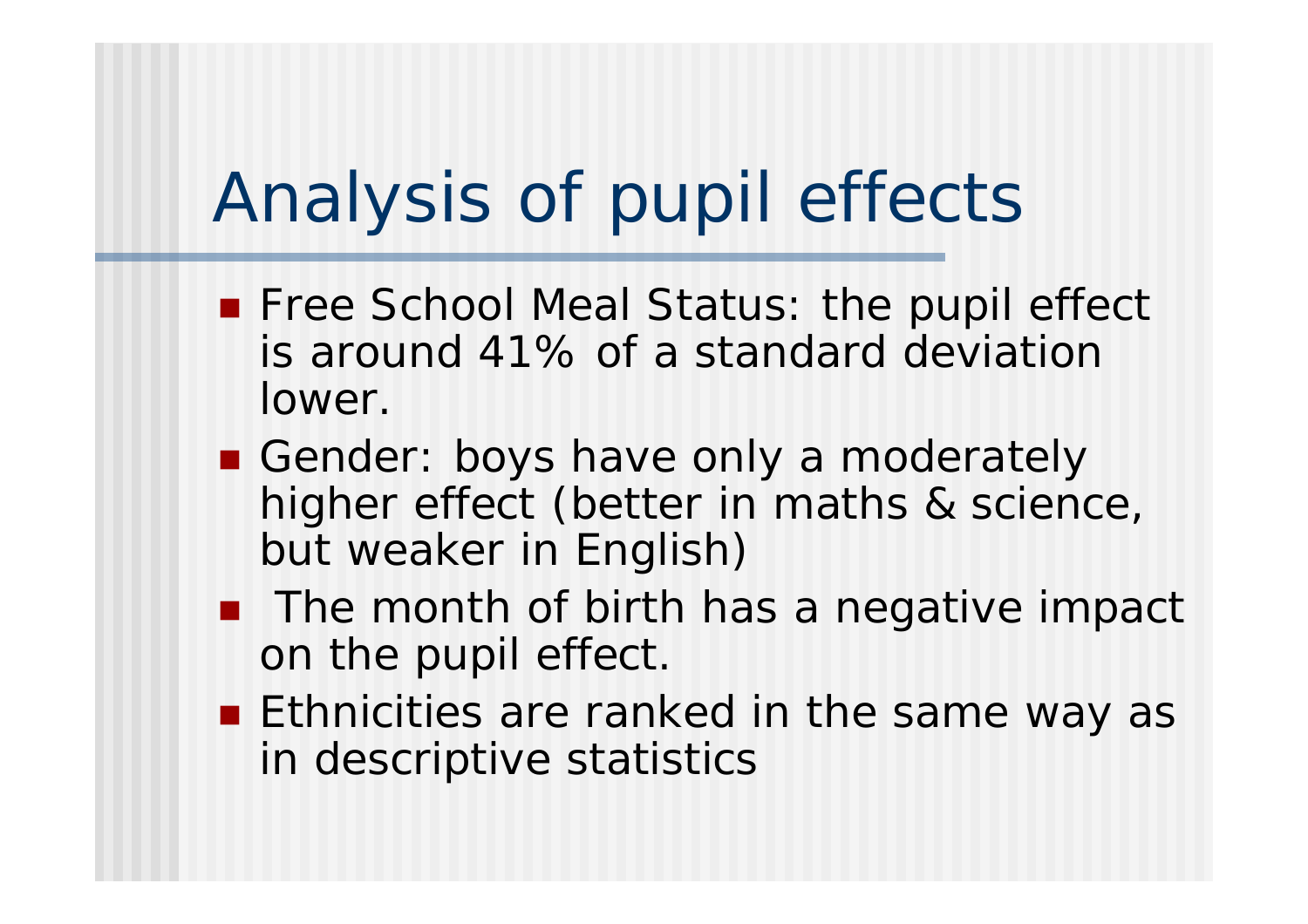# Analysis of pupil effects

- Free School Meal Status: the pupil effect is around 41% of a standard deviation lower.
- Gender: boys have only a moderately higher effect (better in maths & science, but weaker in English)
- The month of birth has a negative impact on the pupil effect.
- Ethnicities are ranked in the same way as in descriptive statistics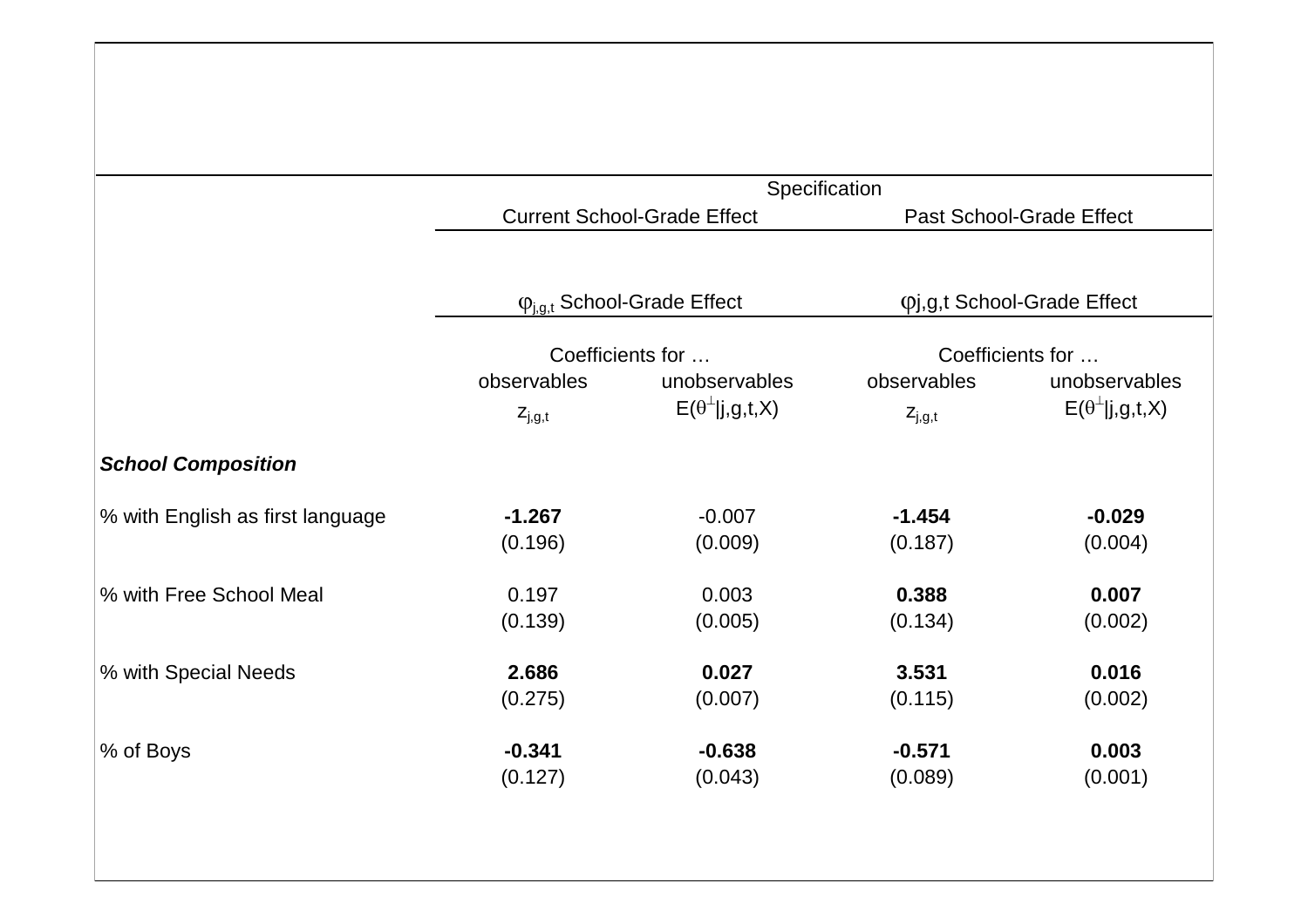| | Specification | | | |
|---|---|---|---|---|
| | Current School-Grade Effect | | Past School-Grade Effect | |
| | $\varphi_{j,g,t}$ School-Grade Effect | | $\varphi$j,g,t School-Grade Effect | |
| | Coefficients for … | | Coefficients for … | |
| | observables $z_{j,g,t}$ | unobservables $E(\theta^{\perp}\|j,g,t,X)$ | observables $z_{j,g,t}$ | unobservables $E(\theta^{\perp}\|j,g,t,X)$ |
| ***School Composition*** | | | | |
| % with English as first language | **-1.267** | -0.007 | **-1.454** | **-0.029** |
| | (0.196) | (0.009) | (0.187) | (0.004) |
| % with Free School Meal | 0.197 | 0.003 | **0.388** | **0.007** |
| | (0.139) | (0.005) | (0.134) | (0.002) |
| % with Special Needs | **2.686** | **0.027** | **3.531** | **0.016** |
| | (0.275) | (0.007) | (0.115) | (0.002) |
| % of Boys | **-0.341** | **-0.638** | **-0.571** | **0.003** |
| | (0.127) | (0.043) | (0.089) | (0.001) |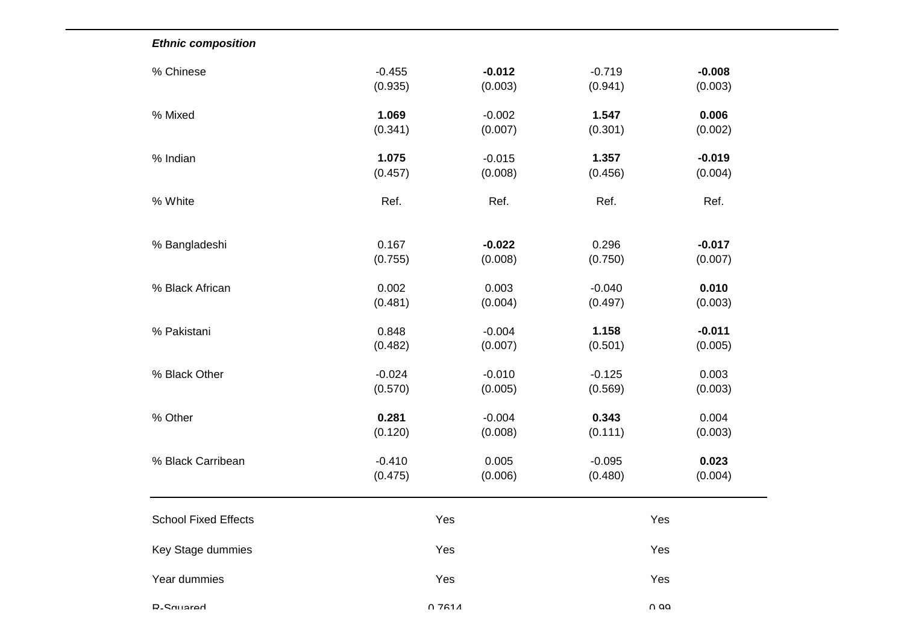| | | | | |
|---|---|---|---|---|
| ***Ethnic composition*** | | | | |
| % Chinese | -0.455<br>(0.935) | **-0.012**<br>(0.003) | -0.719<br>(0.941) | **-0.008**<br>(0.003) |
| % Mixed | **1.069**<br>(0.341) | -0.002<br>(0.007) | **1.547**<br>(0.301) | **0.006**<br>(0.002) |
| % Indian | **1.075**<br>(0.457) | -0.015<br>(0.008) | **1.357**<br>(0.456) | **-0.019**<br>(0.004) |
| % White | Ref. | Ref. | Ref. | Ref. |
| % Bangladeshi | 0.167<br>(0.755) | **-0.022**<br>(0.008) | 0.296<br>(0.750) | **-0.017**<br>(0.007) |
| % Black African | 0.002<br>(0.481) | 0.003<br>(0.004) | -0.040<br>(0.497) | **0.010**<br>(0.003) |
| % Pakistani | 0.848<br>(0.482) | -0.004<br>(0.007) | **1.158**<br>(0.501) | **-0.011**<br>(0.005) |
| % Black Other | -0.024<br>(0.570) | -0.010<br>(0.005) | -0.125<br>(0.569) | 0.003<br>(0.003) |
| % Other | **0.281**<br>(0.120) | -0.004<br>(0.008) | **0.343**<br>(0.111) | 0.004<br>(0.003) |
| % Black Carribean | -0.410<br>(0.475) | 0.005<br>(0.006) | -0.095<br>(0.480) | **0.023**<br>(0.004) |
| School Fixed Effects | Yes | | Yes | |
| Key Stage dummies | Yes | | Yes | |
| Year dummies | Yes | | Yes | |
| R-Squared | 0.7614 | | 0.99 | |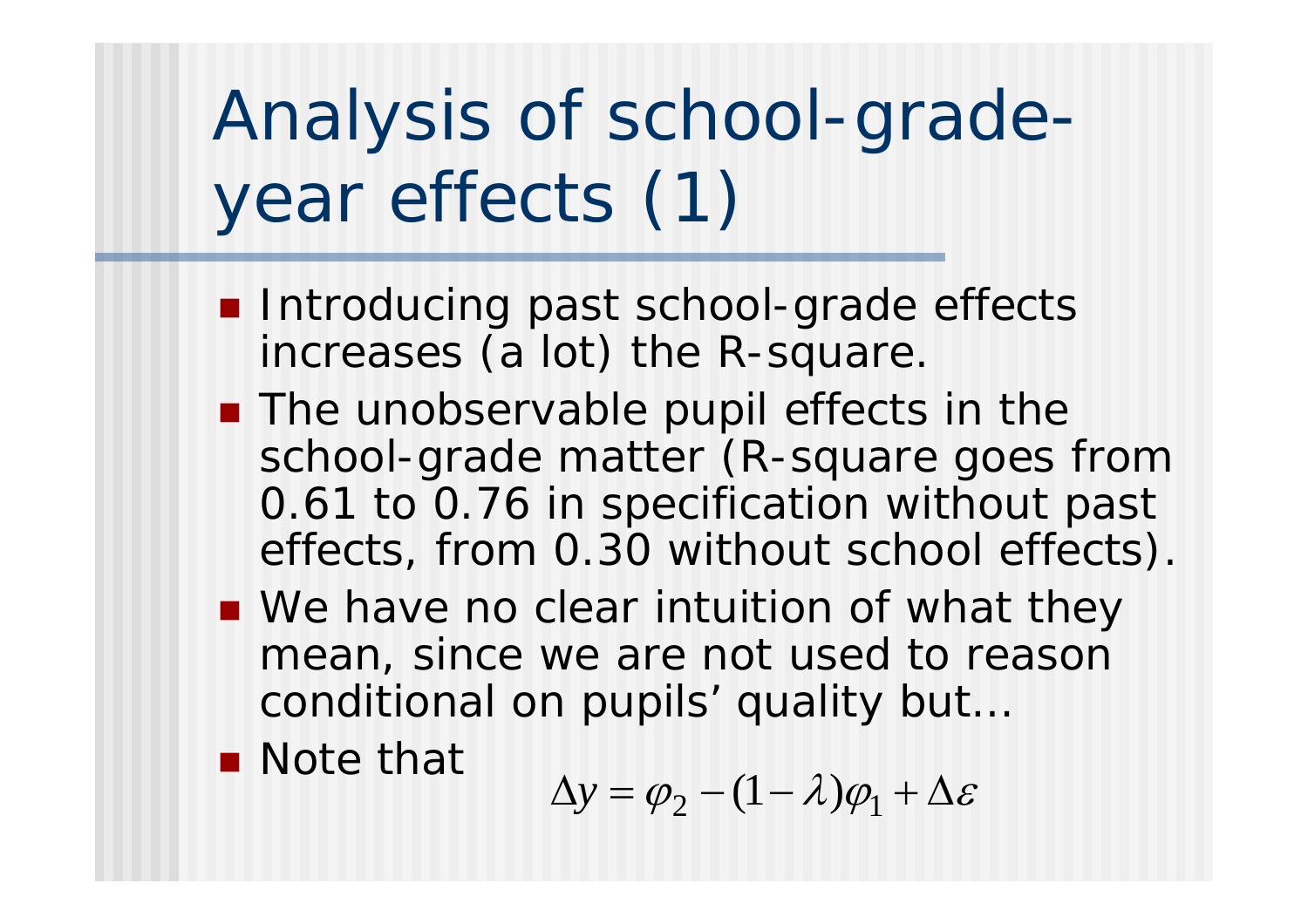# Analysis of school-grade-year effects (1)

- Introducing past school-grade effects increases (a lot) the R-square.
- The unobservable pupil effects in the school-grade matter (R-square goes from 0.61 to 0.76 in specification without past effects, from 0.30 without school effects).
- We have no clear intuition of what they mean, since we are not used to reason conditional on pupils' quality but…
- Note that

$$\Delta y = \varphi_2 - (1 - \lambda)\varphi_1 + \Delta \varepsilon$$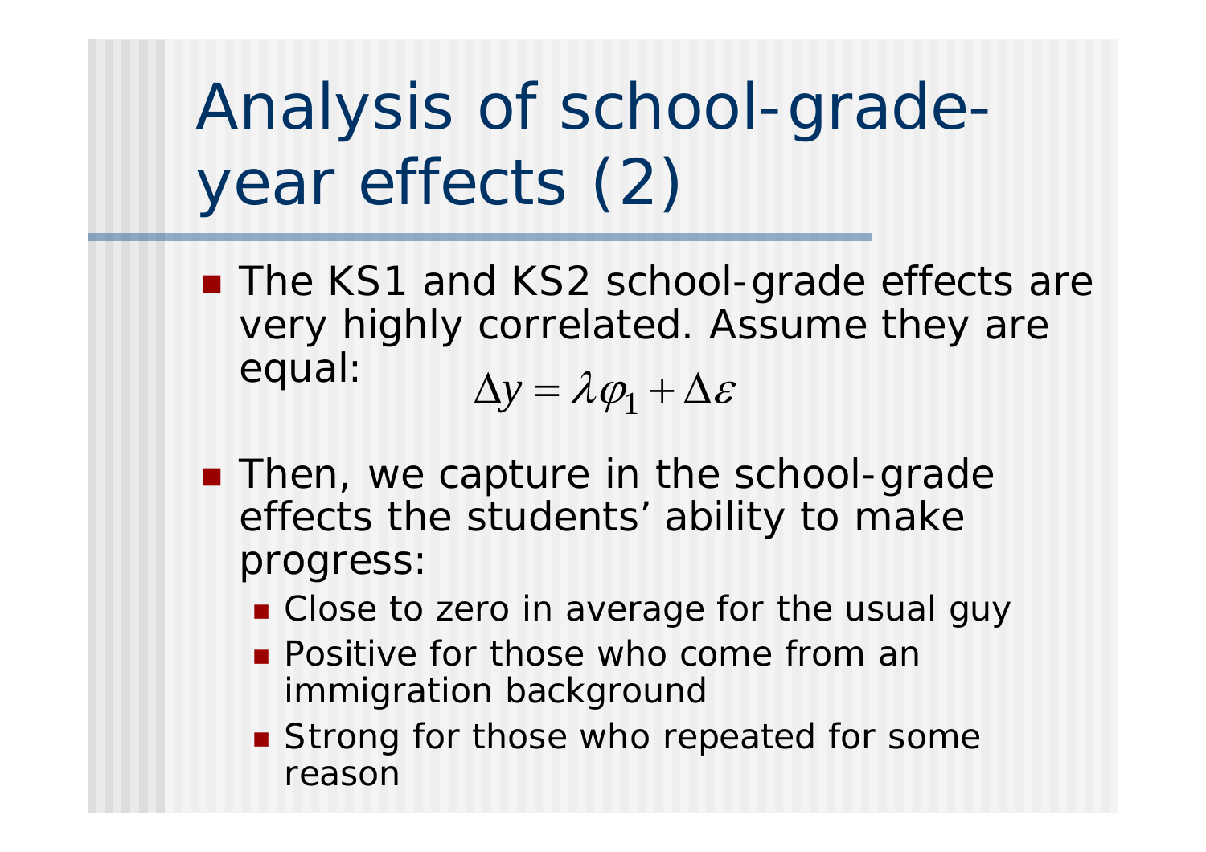# Analysis of school-grade-year effects (2)

- The KS1 and KS2 school-grade effects are very highly correlated. Assume they are equal: $\Delta y = \lambda \varphi_1 + \Delta \varepsilon$

- Then, we capture in the school-grade effects the students' ability to make progress:
  - Close to zero in average for the usual guy
  - Positive for those who come from an immigration background
  - Strong for those who repeated for some reason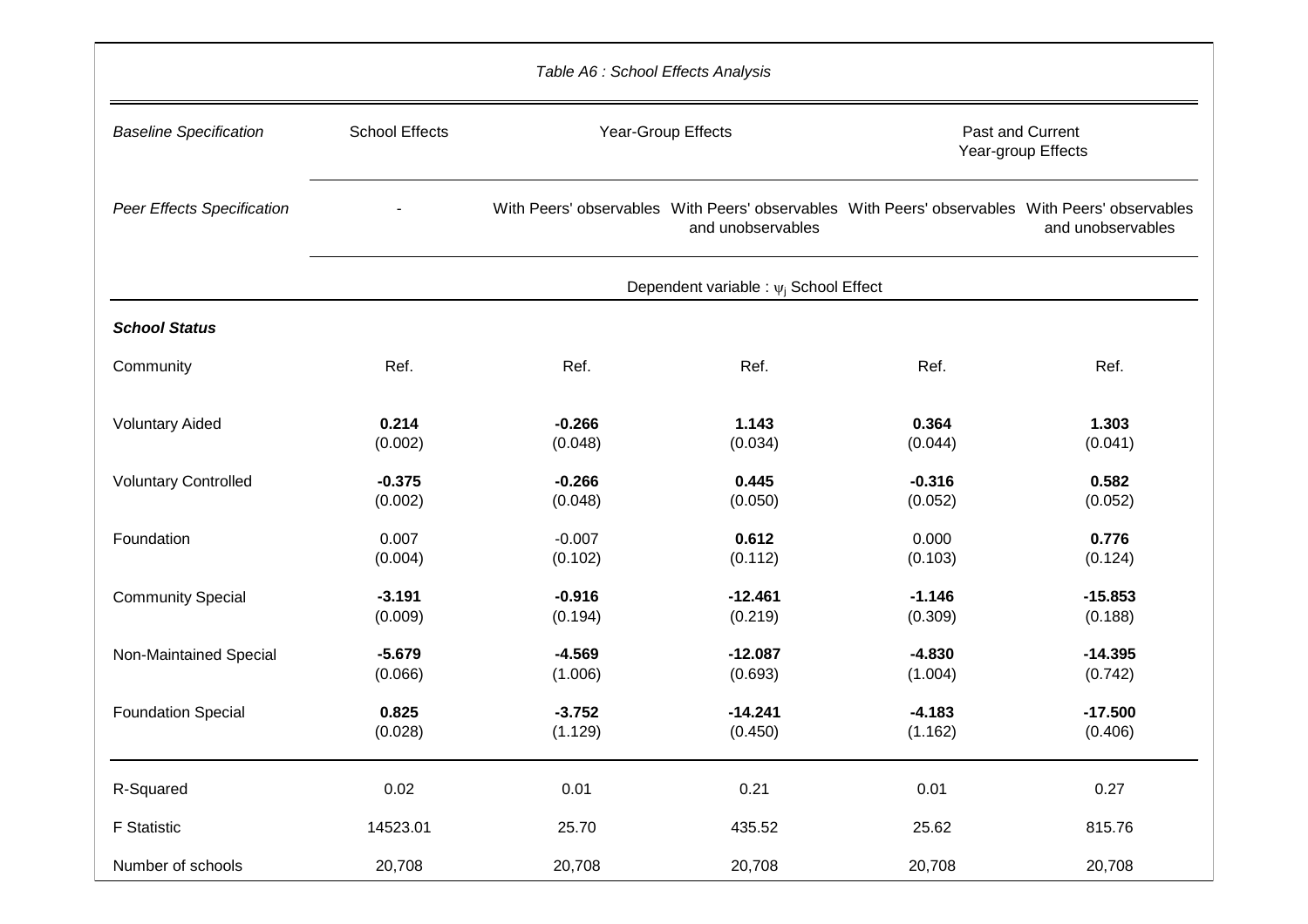*Table A6 : School Effects Analysis*

| *Baseline Specification* | School Effects | Year-Group Effects | | Past and Current Year-group Effects | |
|---|---|---|---|---|---|
| *Peer Effects Specification* | - | With Peers' observables | With Peers' observables and unobservables | With Peers' observables | With Peers' observables and unobservables |
| | Dependent variable : $\psi_j$ School Effect | | | | |
| ***School Status*** | | | | | |
| Community | Ref. | Ref. | Ref. | Ref. | Ref. |
| Voluntary Aided | **0.214** | **-0.266** | **1.143** | **0.364** | **1.303** |
| | (0.002) | (0.048) | (0.034) | (0.044) | (0.041) |
| Voluntary Controlled | **-0.375** | **-0.266** | **0.445** | **-0.316** | **0.582** |
| | (0.002) | (0.048) | (0.050) | (0.052) | (0.052) |
| Foundation | 0.007 | -0.007 | **0.612** | 0.000 | **0.776** |
| | (0.004) | (0.102) | (0.112) | (0.103) | (0.124) |
| Community Special | **-3.191** | **-0.916** | **-12.461** | **-1.146** | **-15.853** |
| | (0.009) | (0.194) | (0.219) | (0.309) | (0.188) |
| Non-Maintained Special | **-5.679** | **-4.569** | **-12.087** | **-4.830** | **-14.395** |
| | (0.066) | (1.006) | (0.693) | (1.004) | (0.742) |
| Foundation Special | **0.825** | **-3.752** | **-14.241** | **-4.183** | **-17.500** |
| | (0.028) | (1.129) | (0.450) | (1.162) | (0.406) |
| R-Squared | 0.02 | 0.01 | 0.21 | 0.01 | 0.27 |
| F Statistic | 14523.01 | 25.70 | 435.52 | 25.62 | 815.76 |
| Number of schools | 20,708 | 20,708 | 20,708 | 20,708 | 20,708 |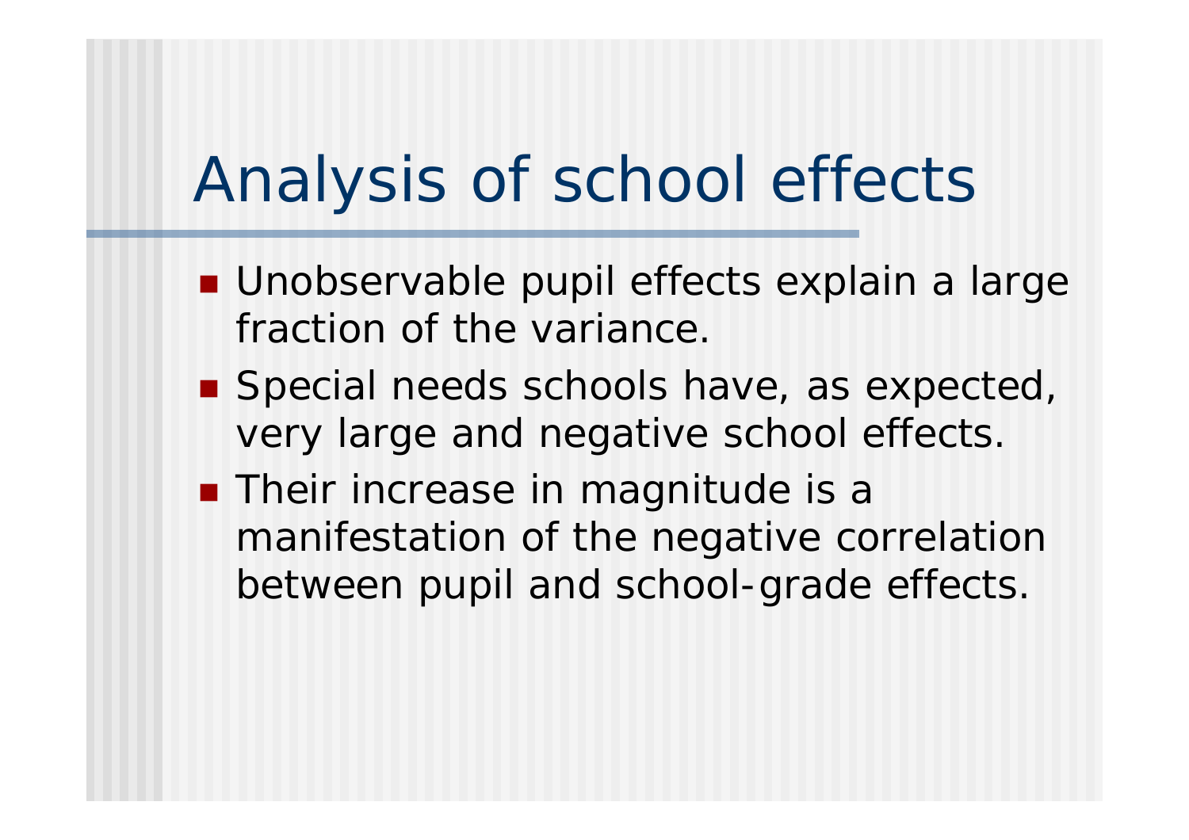# Analysis of school effects

- Unobservable pupil effects explain a large fraction of the variance.
- Special needs schools have, as expected, very large and negative school effects.
- Their increase in magnitude is a manifestation of the negative correlation between pupil and school-grade effects.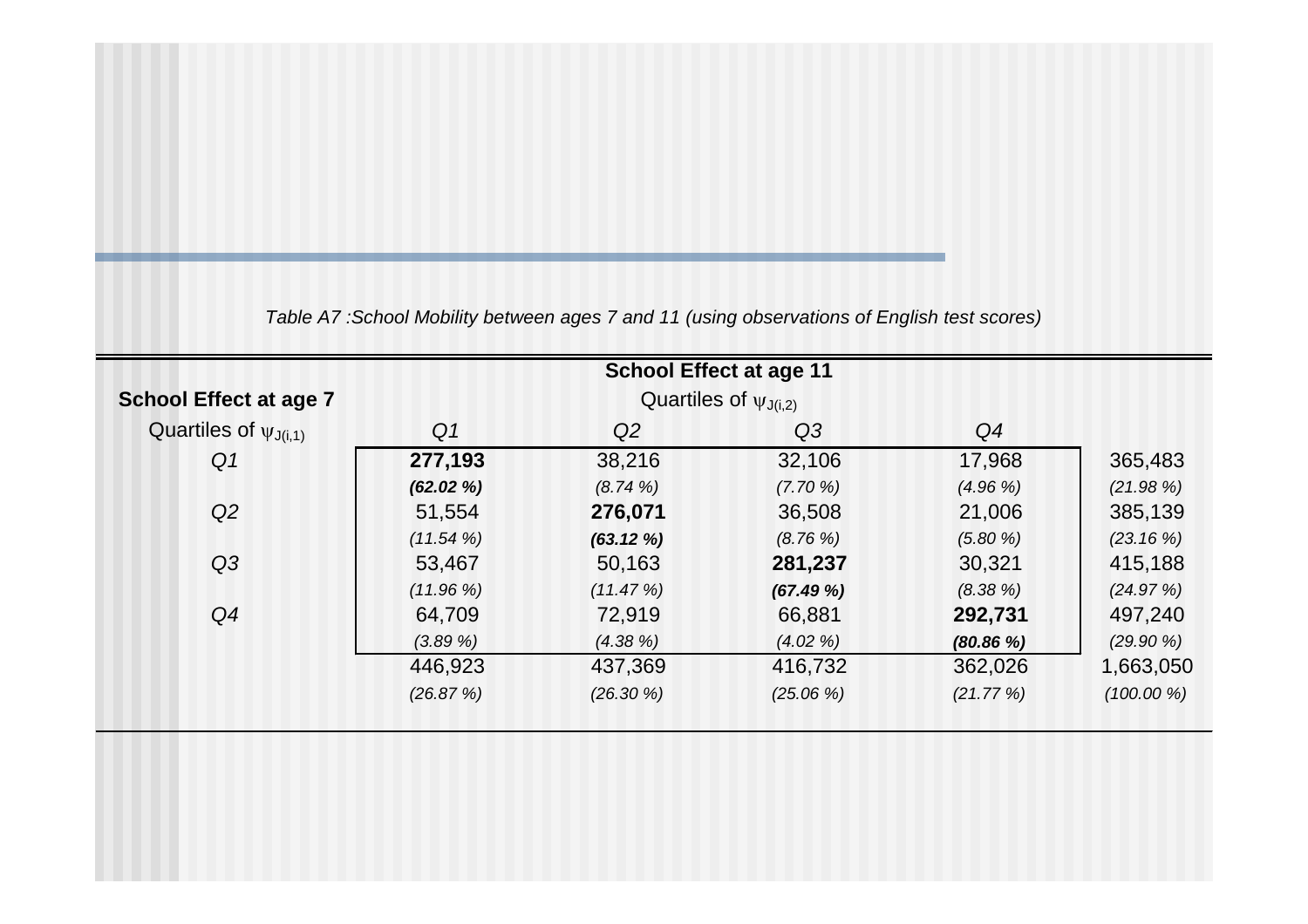*Table A7 :School Mobility between ages 7 and 11 (using observations of English test scores)*

| **School Effect at age 7** | **School Effect at age 11** | | | | |
|---|---|---|---|---|---|
| | Quartiles of $\psi_{J(i,2)}$ | | | | |
| Quartiles of $\psi_{J(i,1)}$ | *Q1* | *Q2* | *Q3* | *Q4* | |
| *Q1* | **277,193** | 38,216 | 32,106 | 17,968 | 365,483 |
| | ***(62.02 %)*** | *(8.74 %)* | *(7.70 %)* | *(4.96 %)* | *(21.98 %)* |
| *Q2* | 51,554 | **276,071** | 36,508 | 21,006 | 385,139 |
| | *(11.54 %)* | ***(63.12 %)*** | *(8.76 %)* | *(5.80 %)* | *(23.16 %)* |
| *Q3* | 53,467 | 50,163 | **281,237** | 30,321 | 415,188 |
| | *(11.96 %)* | *(11.47 %)* | ***(67.49 %)*** | *(8.38 %)* | *(24.97 %)* |
| *Q4* | 64,709 | 72,919 | 66,881 | **292,731** | 497,240 |
| | *(3.89 %)* | *(4.38 %)* | *(4.02 %)* | ***(80.86 %)*** | *(29.90 %)* |
| | 446,923 | 437,369 | 416,732 | 362,026 | 1,663,050 |
| | *(26.87 %)* | *(26.30 %)* | *(25.06 %)* | *(21.77 %)* | *(100.00 %)* |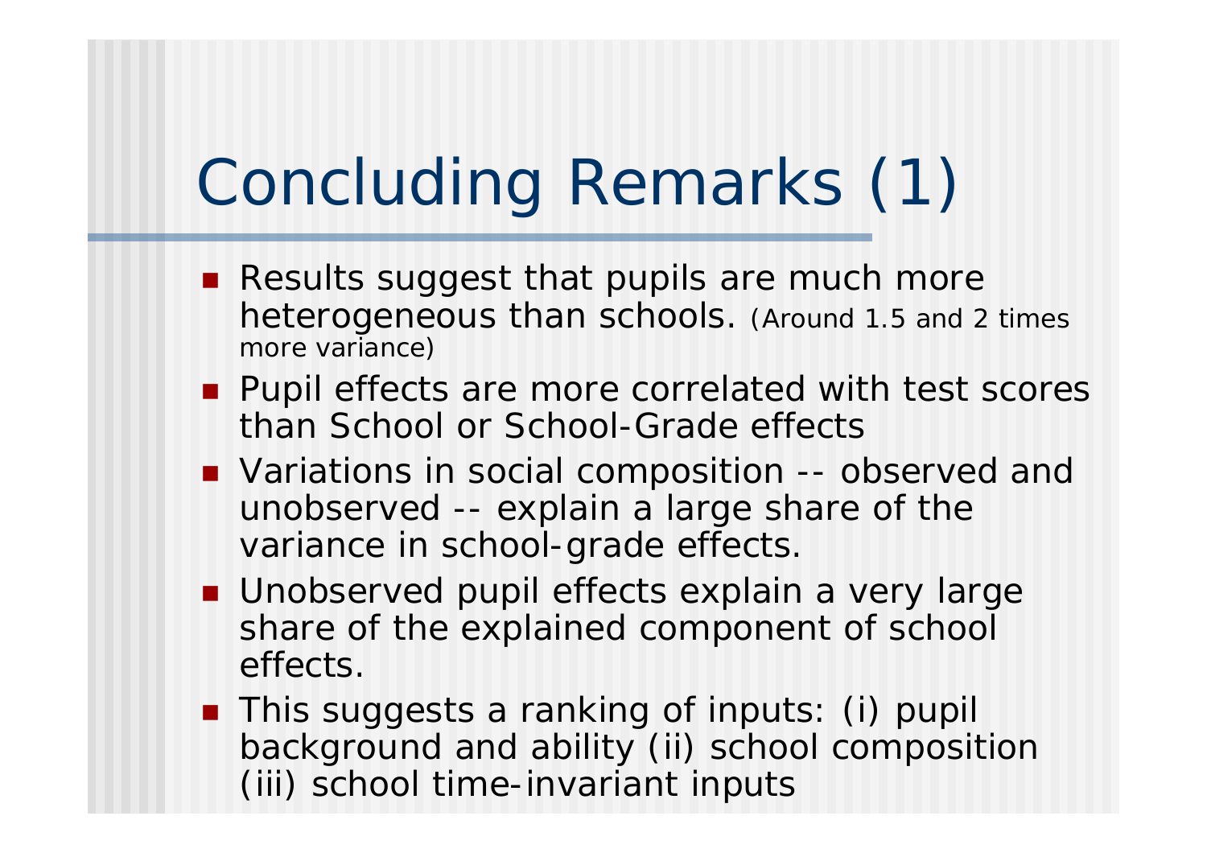# Concluding Remarks (1)

- Results suggest that pupils are much more heterogeneous than schools. (Around 1.5 and 2 times more variance)
- Pupil effects are more correlated with test scores than School or School-Grade effects
- Variations in social composition -- observed and unobserved -- explain a large share of the variance in school-grade effects.
- Unobserved pupil effects explain a very large share of the explained component of school effects.
- This suggests a ranking of inputs: (i) pupil background and ability (ii) school composition (iii) school time-invariant inputs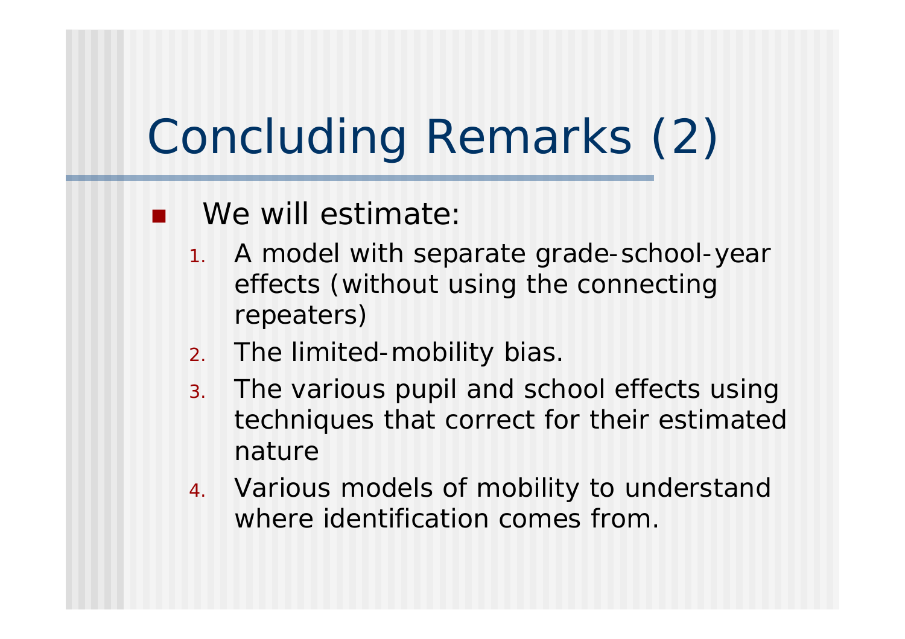# Concluding Remarks (2)

- We will estimate:
  1. A model with separate grade-school-year effects (without using the connecting repeaters)
  2. The limited-mobility bias.
  3. The various pupil and school effects using techniques that correct for their estimated nature
  4. Various models of mobility to understand where identification comes from.